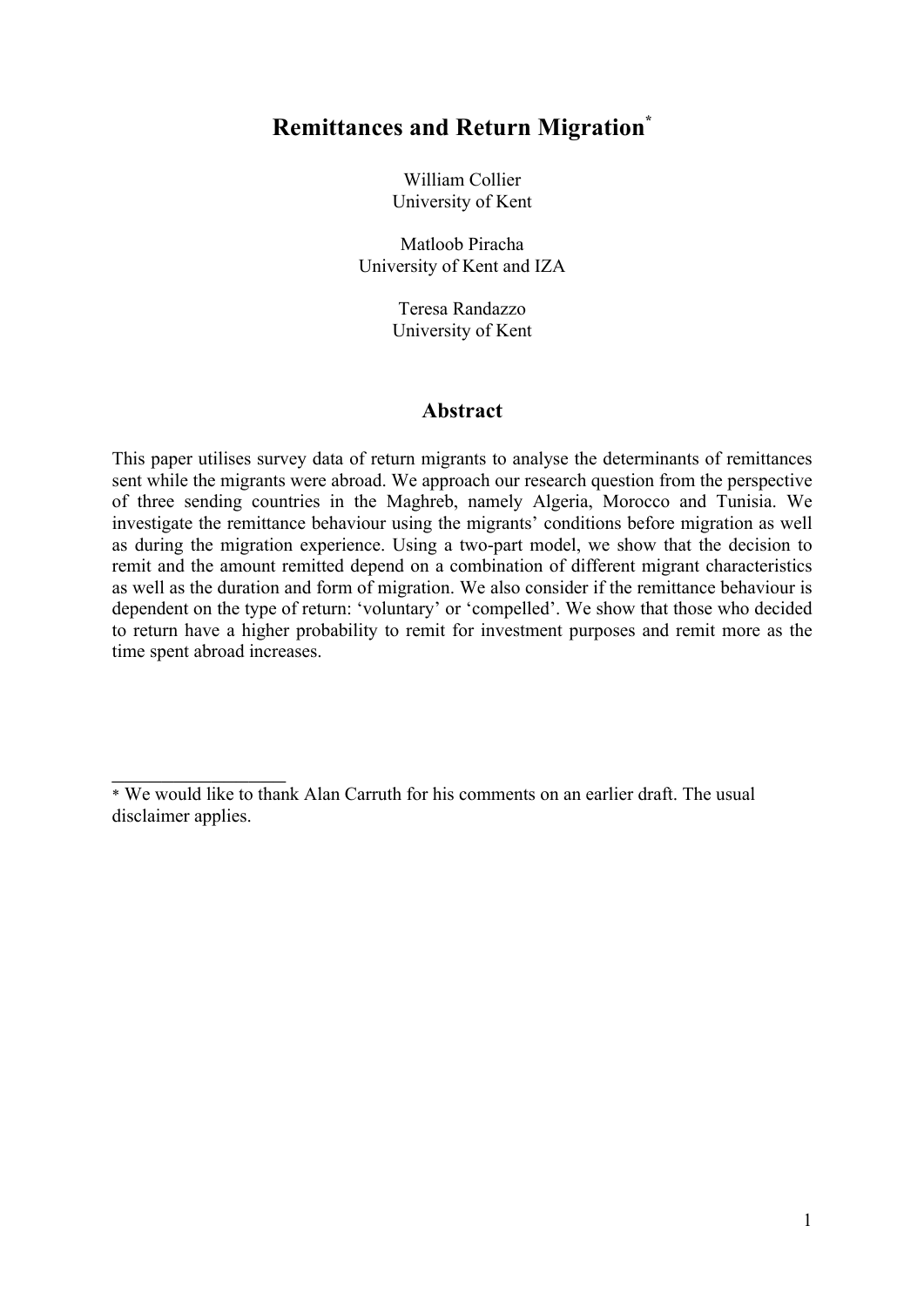# Remittances and Return Migration[*]

William Collier
University of Kent

Matloob Piracha
University of Kent and IZA

Teresa Randazzo
University of Kent

## Abstract

This paper utilises survey data of return migrants to analyse the determinants of remittances sent while the migrants were abroad. We approach our research question from the perspective of three sending countries in the Maghreb, namely Algeria, Morocco and Tunisia. We investigate the remittance behaviour using the migrants' conditions before migration as well as during the migration experience. Using a two-part model, we show that the decision to remit and the amount remitted depend on a combination of different migrant characteristics as well as the duration and form of migration. We also consider if the remittance behaviour is dependent on the type of return: 'voluntary' or 'compelled'. We show that those who decided to return have a higher probability to remit for investment purposes and remit more as the time spent abroad increases.

---

[*] We would like to thank Alan Carruth for his comments on an earlier draft. The usual disclaimer applies.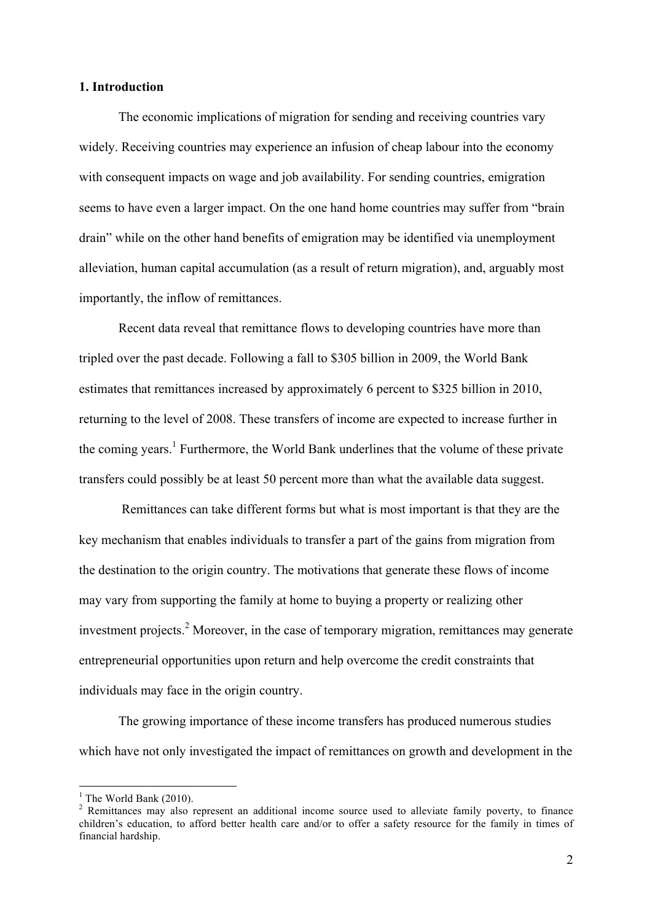## 1. Introduction

The economic implications of migration for sending and receiving countries vary widely. Receiving countries may experience an infusion of cheap labour into the economy with consequent impacts on wage and job availability. For sending countries, emigration seems to have even a larger impact. On the one hand home countries may suffer from "brain drain" while on the other hand benefits of emigration may be identified via unemployment alleviation, human capital accumulation (as a result of return migration), and, arguably most importantly, the inflow of remittances.

Recent data reveal that remittance flows to developing countries have more than tripled over the past decade. Following a fall to $305 billion in 2009, the World Bank estimates that remittances increased by approximately 6 percent to $325 billion in 2010, returning to the level of 2008. These transfers of income are expected to increase further in the coming years.[1] Furthermore, the World Bank underlines that the volume of these private transfers could possibly be at least 50 percent more than what the available data suggest.

Remittances can take different forms but what is most important is that they are the key mechanism that enables individuals to transfer a part of the gains from migration from the destination to the origin country. The motivations that generate these flows of income may vary from supporting the family at home to buying a property or realizing other investment projects.[2] Moreover, in the case of temporary migration, remittances may generate entrepreneurial opportunities upon return and help overcome the credit constraints that individuals may face in the origin country.

The growing importance of these income transfers has produced numerous studies which have not only investigated the impact of remittances on growth and development in the

---

[1] The World Bank (2010).

[2] Remittances may also represent an additional income source used to alleviate family poverty, to finance children's education, to afford better health care and/or to offer a safety resource for the family in times of financial hardship.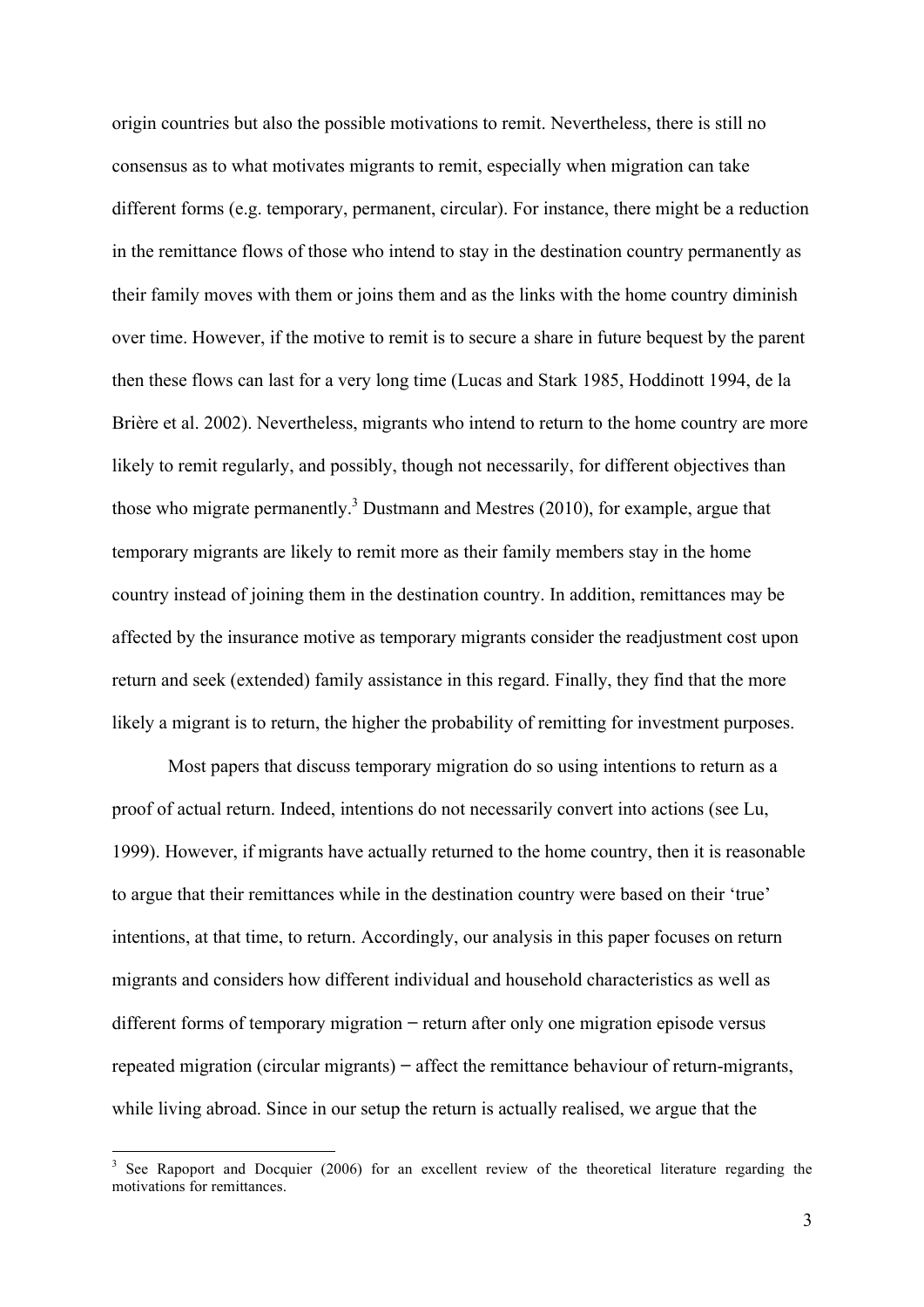origin countries but also the possible motivations to remit. Nevertheless, there is still no consensus as to what motivates migrants to remit, especially when migration can take different forms (e.g. temporary, permanent, circular). For instance, there might be a reduction in the remittance flows of those who intend to stay in the destination country permanently as their family moves with them or joins them and as the links with the home country diminish over time. However, if the motive to remit is to secure a share in future bequest by the parent then these flows can last for a very long time (Lucas and Stark 1985, Hoddinott 1994, de la Brière et al. 2002). Nevertheless, migrants who intend to return to the home country are more likely to remit regularly, and possibly, though not necessarily, for different objectives than those who migrate permanently.[3] Dustmann and Mestres (2010), for example, argue that temporary migrants are likely to remit more as their family members stay in the home country instead of joining them in the destination country. In addition, remittances may be affected by the insurance motive as temporary migrants consider the readjustment cost upon return and seek (extended) family assistance in this regard. Finally, they find that the more likely a migrant is to return, the higher the probability of remitting for investment purposes.

Most papers that discuss temporary migration do so using intentions to return as a proof of actual return. Indeed, intentions do not necessarily convert into actions (see Lu, 1999). However, if migrants have actually returned to the home country, then it is reasonable to argue that their remittances while in the destination country were based on their 'true' intentions, at that time, to return. Accordingly, our analysis in this paper focuses on return migrants and considers how different individual and household characteristics as well as different forms of temporary migration – return after only one migration episode versus repeated migration (circular migrants) – affect the remittance behaviour of return-migrants, while living abroad. Since in our setup the return is actually realised, we argue that the

[3] See Rapoport and Docquier (2006) for an excellent review of the theoretical literature regarding the motivations for remittances.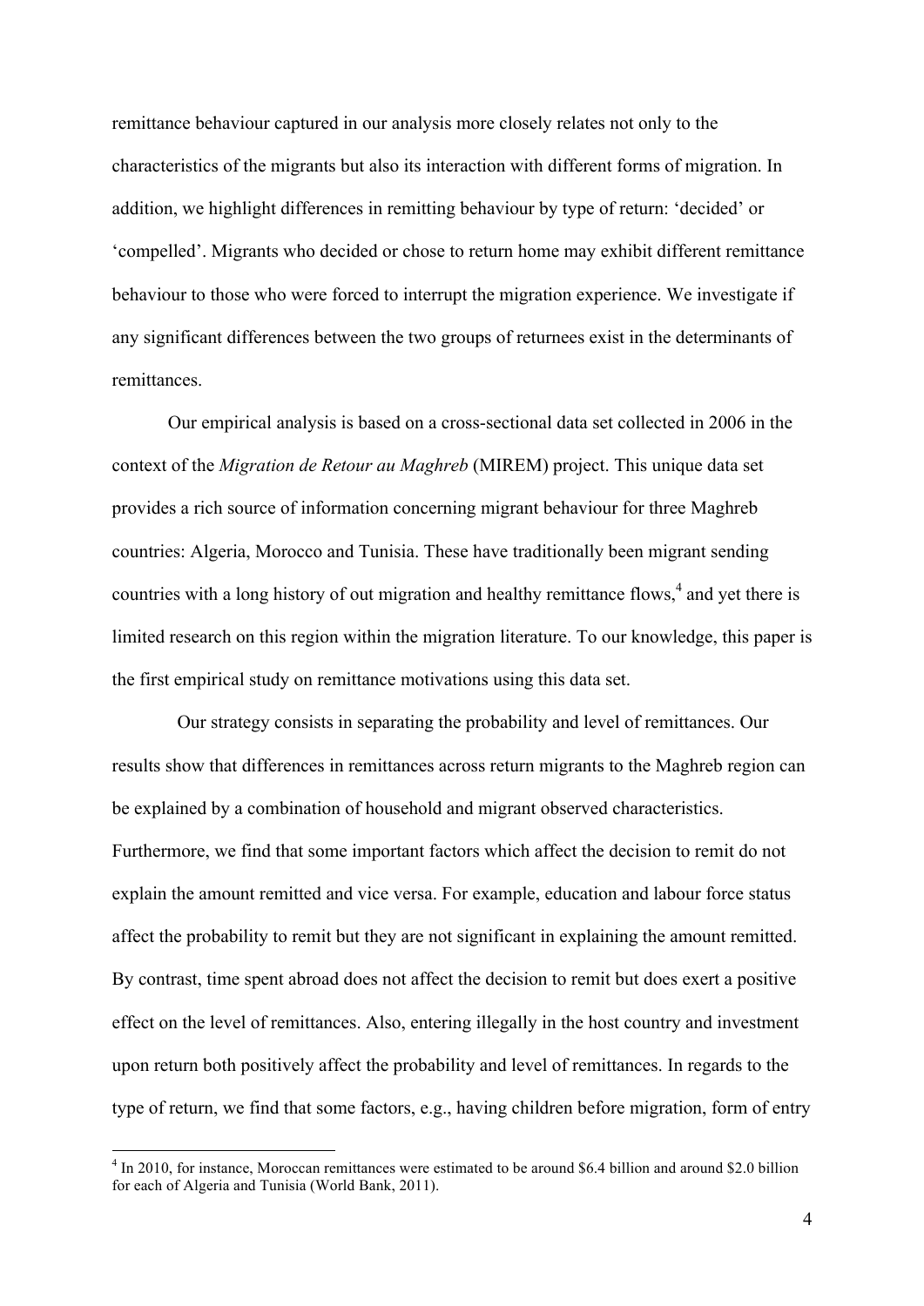remittance behaviour captured in our analysis more closely relates not only to the characteristics of the migrants but also its interaction with different forms of migration. In addition, we highlight differences in remitting behaviour by type of return: 'decided' or 'compelled'. Migrants who decided or chose to return home may exhibit different remittance behaviour to those who were forced to interrupt the migration experience. We investigate if any significant differences between the two groups of returnees exist in the determinants of remittances.

Our empirical analysis is based on a cross-sectional data set collected in 2006 in the context of the *Migration de Retour au Maghreb* (MIREM) project. This unique data set provides a rich source of information concerning migrant behaviour for three Maghreb countries: Algeria, Morocco and Tunisia. These have traditionally been migrant sending countries with a long history of out migration and healthy remittance flows,[4] and yet there is limited research on this region within the migration literature. To our knowledge, this paper is the first empirical study on remittance motivations using this data set.

Our strategy consists in separating the probability and level of remittances. Our results show that differences in remittances across return migrants to the Maghreb region can be explained by a combination of household and migrant observed characteristics. Furthermore, we find that some important factors which affect the decision to remit do not explain the amount remitted and vice versa. For example, education and labour force status affect the probability to remit but they are not significant in explaining the amount remitted. By contrast, time spent abroad does not affect the decision to remit but does exert a positive effect on the level of remittances. Also, entering illegally in the host country and investment upon return both positively affect the probability and level of remittances. In regards to the type of return, we find that some factors, e.g., having children before migration, form of entry

[4] In 2010, for instance, Moroccan remittances were estimated to be around $6.4 billion and around $2.0 billion for each of Algeria and Tunisia (World Bank, 2011).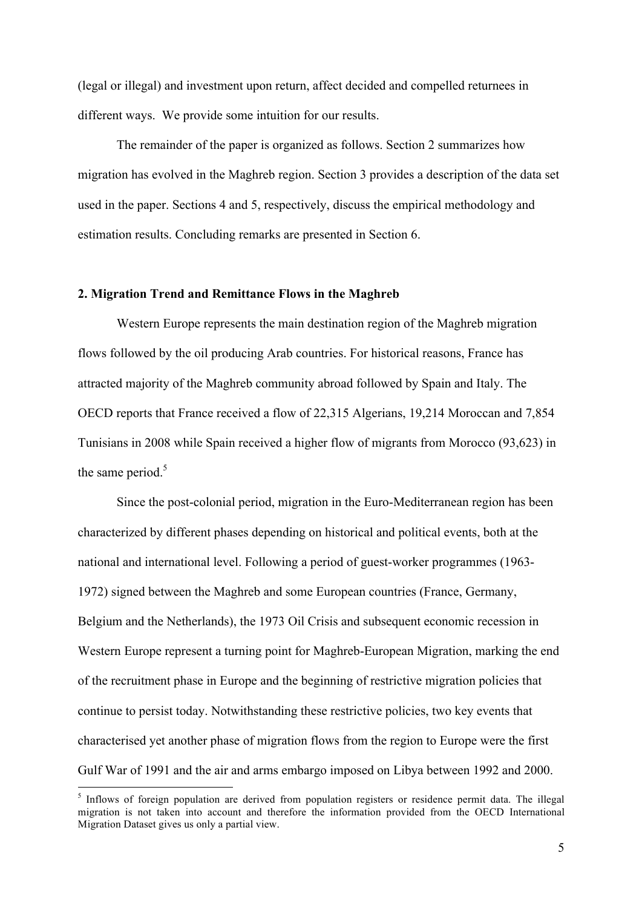(legal or illegal) and investment upon return, affect decided and compelled returnees in different ways. We provide some intuition for our results.

The remainder of the paper is organized as follows. Section 2 summarizes how migration has evolved in the Maghreb region. Section 3 provides a description of the data set used in the paper. Sections 4 and 5, respectively, discuss the empirical methodology and estimation results. Concluding remarks are presented in Section 6.

## 2. Migration Trend and Remittance Flows in the Maghreb

Western Europe represents the main destination region of the Maghreb migration flows followed by the oil producing Arab countries. For historical reasons, France has attracted majority of the Maghreb community abroad followed by Spain and Italy. The OECD reports that France received a flow of 22,315 Algerians, 19,214 Moroccan and 7,854 Tunisians in 2008 while Spain received a higher flow of migrants from Morocco (93,623) in the same period.[5]

Since the post-colonial period, migration in the Euro-Mediterranean region has been characterized by different phases depending on historical and political events, both at the national and international level. Following a period of guest-worker programmes (1963-1972) signed between the Maghreb and some European countries (France, Germany, Belgium and the Netherlands), the 1973 Oil Crisis and subsequent economic recession in Western Europe represent a turning point for Maghreb-European Migration, marking the end of the recruitment phase in Europe and the beginning of restrictive migration policies that continue to persist today. Notwithstanding these restrictive policies, two key events that characterised yet another phase of migration flows from the region to Europe were the first Gulf War of 1991 and the air and arms embargo imposed on Libya between 1992 and 2000.

[5] Inflows of foreign population are derived from population registers or residence permit data. The illegal migration is not taken into account and therefore the information provided from the OECD International Migration Dataset gives us only a partial view.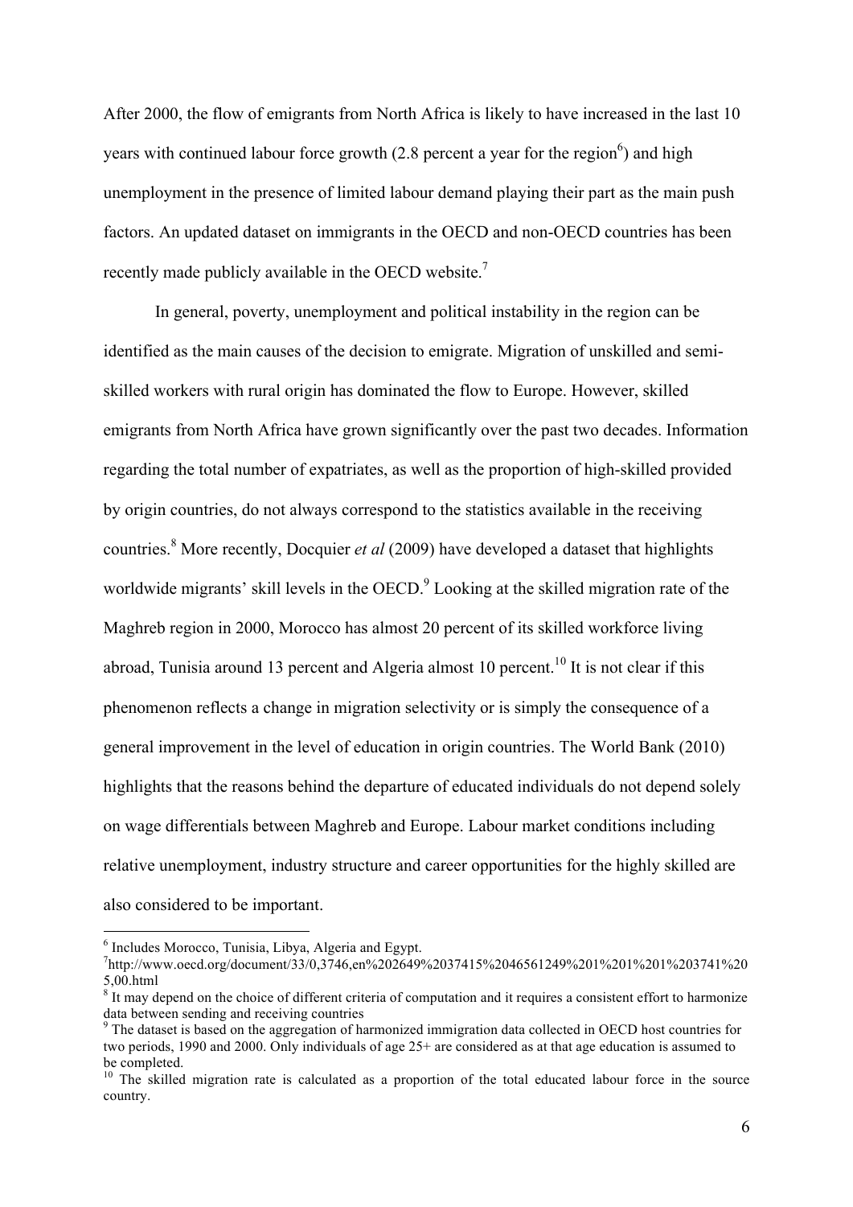After 2000, the flow of emigrants from North Africa is likely to have increased in the last 10 years with continued labour force growth (2.8 percent a year for the region[6]) and high unemployment in the presence of limited labour demand playing their part as the main push factors. An updated dataset on immigrants in the OECD and non-OECD countries has been recently made publicly available in the OECD website.[7]

In general, poverty, unemployment and political instability in the region can be identified as the main causes of the decision to emigrate. Migration of unskilled and semi-skilled workers with rural origin has dominated the flow to Europe. However, skilled emigrants from North Africa have grown significantly over the past two decades. Information regarding the total number of expatriates, as well as the proportion of high-skilled provided by origin countries, do not always correspond to the statistics available in the receiving countries.[8] More recently, Docquier *et al* (2009) have developed a dataset that highlights worldwide migrants' skill levels in the OECD.[9] Looking at the skilled migration rate of the Maghreb region in 2000, Morocco has almost 20 percent of its skilled workforce living abroad, Tunisia around 13 percent and Algeria almost 10 percent.[10] It is not clear if this phenomenon reflects a change in migration selectivity or is simply the consequence of a general improvement in the level of education in origin countries. The World Bank (2010) highlights that the reasons behind the departure of educated individuals do not depend solely on wage differentials between Maghreb and Europe. Labour market conditions including relative unemployment, industry structure and career opportunities for the highly skilled are also considered to be important.

---

[6] Includes Morocco, Tunisia, Libya, Algeria and Egypt.

[7] http://www.oecd.org/document/33/0,3746,en%202649%2037415%2046561249%201%201%201%203741%205,00.html

[8] It may depend on the choice of different criteria of computation and it requires a consistent effort to harmonize data between sending and receiving countries

[9] The dataset is based on the aggregation of harmonized immigration data collected in OECD host countries for two periods, 1990 and 2000. Only individuals of age 25+ are considered as at that age education is assumed to be completed.

[10] The skilled migration rate is calculated as a proportion of the total educated labour force in the source country.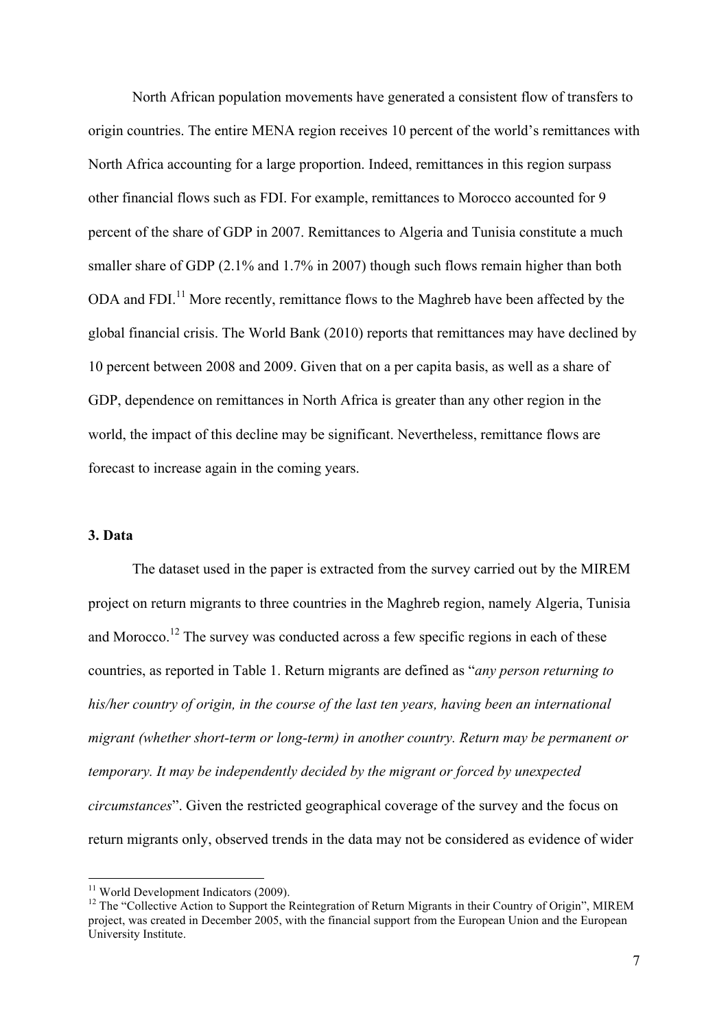North African population movements have generated a consistent flow of transfers to origin countries. The entire MENA region receives 10 percent of the world's remittances with North Africa accounting for a large proportion. Indeed, remittances in this region surpass other financial flows such as FDI. For example, remittances to Morocco accounted for 9 percent of the share of GDP in 2007. Remittances to Algeria and Tunisia constitute a much smaller share of GDP (2.1% and 1.7% in 2007) though such flows remain higher than both ODA and FDI.[11] More recently, remittance flows to the Maghreb have been affected by the global financial crisis. The World Bank (2010) reports that remittances may have declined by 10 percent between 2008 and 2009. Given that on a per capita basis, as well as a share of GDP, dependence on remittances in North Africa is greater than any other region in the world, the impact of this decline may be significant. Nevertheless, remittance flows are forecast to increase again in the coming years.

### 3. Data

The dataset used in the paper is extracted from the survey carried out by the MIREM project on return migrants to three countries in the Maghreb region, namely Algeria, Tunisia and Morocco.[12] The survey was conducted across a few specific regions in each of these countries, as reported in Table 1. Return migrants are defined as "*any person returning to his/her country of origin, in the course of the last ten years, having been an international migrant (whether short-term or long-term) in another country. Return may be permanent or temporary. It may be independently decided by the migrant or forced by unexpected circumstances*". Given the restricted geographical coverage of the survey and the focus on return migrants only, observed trends in the data may not be considered as evidence of wider

[11] World Development Indicators (2009).

[12] The "Collective Action to Support the Reintegration of Return Migrants in their Country of Origin", MIREM project, was created in December 2005, with the financial support from the European Union and the European University Institute.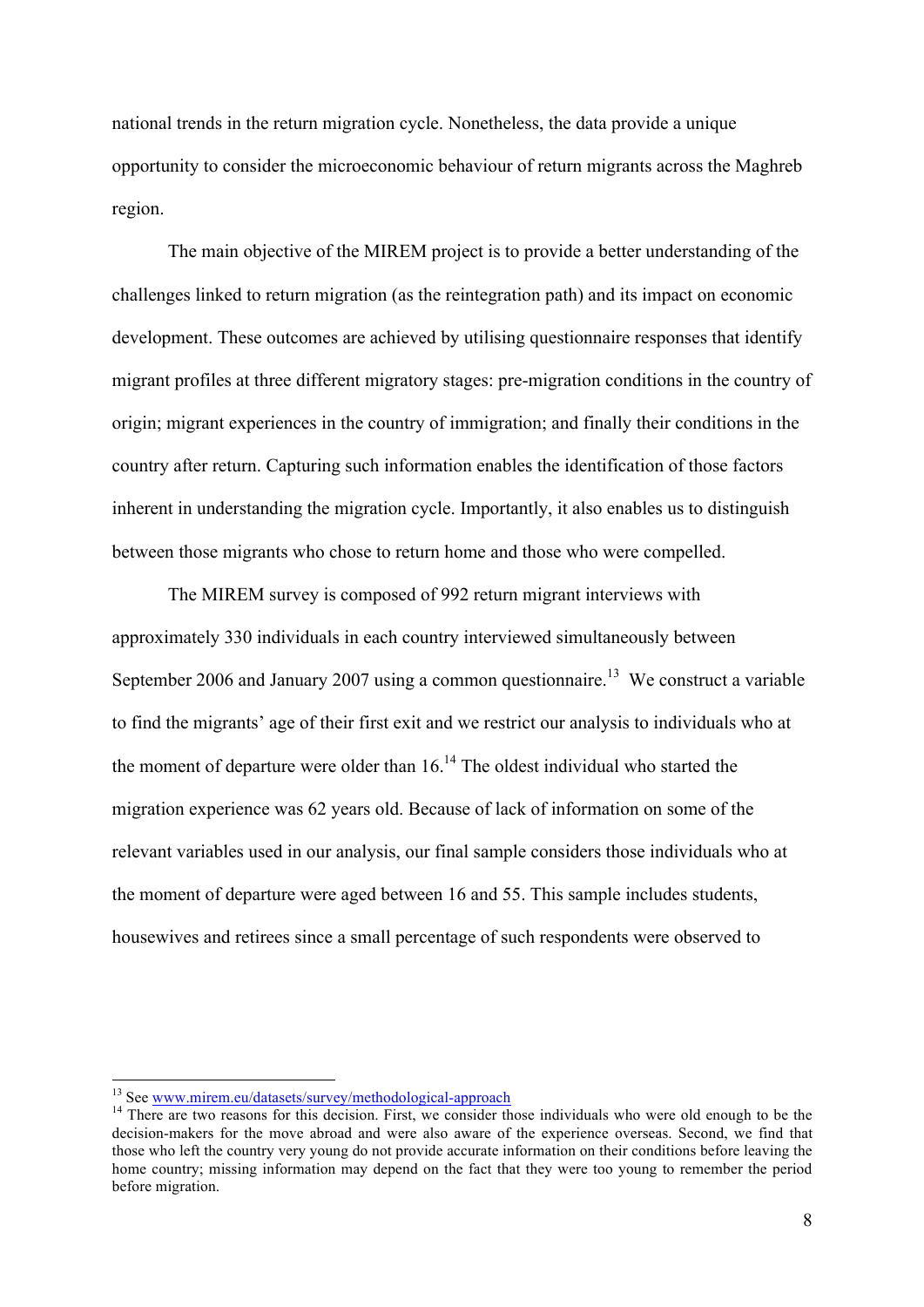national trends in the return migration cycle. Nonetheless, the data provide a unique opportunity to consider the microeconomic behaviour of return migrants across the Maghreb region.

The main objective of the MIREM project is to provide a better understanding of the challenges linked to return migration (as the reintegration path) and its impact on economic development. These outcomes are achieved by utilising questionnaire responses that identify migrant profiles at three different migratory stages: pre-migration conditions in the country of origin; migrant experiences in the country of immigration; and finally their conditions in the country after return. Capturing such information enables the identification of those factors inherent in understanding the migration cycle. Importantly, it also enables us to distinguish between those migrants who chose to return home and those who were compelled.

The MIREM survey is composed of 992 return migrant interviews with approximately 330 individuals in each country interviewed simultaneously between September 2006 and January 2007 using a common questionnaire.[13] We construct a variable to find the migrants' age of their first exit and we restrict our analysis to individuals who at the moment of departure were older than 16.[14] The oldest individual who started the migration experience was 62 years old. Because of lack of information on some of the relevant variables used in our analysis, our final sample considers those individuals who at the moment of departure were aged between 16 and 55. This sample includes students, housewives and retirees since a small percentage of such respondents were observed to

---

[13] See www.mirem.eu/datasets/survey/methodological-approach

[14] There are two reasons for this decision. First, we consider those individuals who were old enough to be the decision-makers for the move abroad and were also aware of the experience overseas. Second, we find that those who left the country very young do not provide accurate information on their conditions before leaving the home country; missing information may depend on the fact that they were too young to remember the period before migration.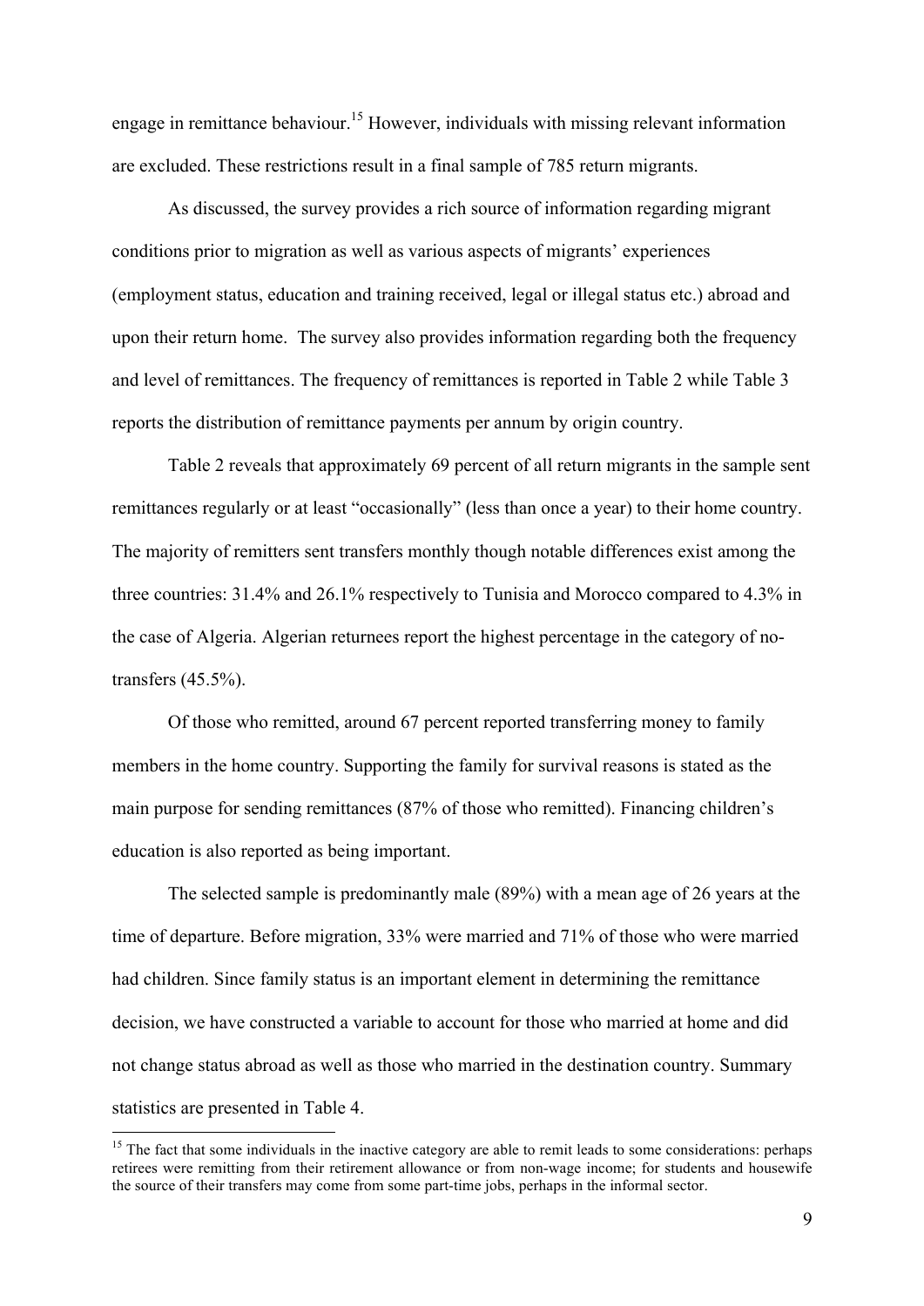engage in remittance behaviour.[15] However, individuals with missing relevant information are excluded. These restrictions result in a final sample of 785 return migrants.

As discussed, the survey provides a rich source of information regarding migrant conditions prior to migration as well as various aspects of migrants' experiences (employment status, education and training received, legal or illegal status etc.) abroad and upon their return home. The survey also provides information regarding both the frequency and level of remittances. The frequency of remittances is reported in Table 2 while Table 3 reports the distribution of remittance payments per annum by origin country.

Table 2 reveals that approximately 69 percent of all return migrants in the sample sent remittances regularly or at least "occasionally" (less than once a year) to their home country. The majority of remitters sent transfers monthly though notable differences exist among the three countries: 31.4% and 26.1% respectively to Tunisia and Morocco compared to 4.3% in the case of Algeria. Algerian returnees report the highest percentage in the category of no-transfers (45.5%).

Of those who remitted, around 67 percent reported transferring money to family members in the home country. Supporting the family for survival reasons is stated as the main purpose for sending remittances (87% of those who remitted). Financing children's education is also reported as being important.

The selected sample is predominantly male (89%) with a mean age of 26 years at the time of departure. Before migration, 33% were married and 71% of those who were married had children. Since family status is an important element in determining the remittance decision, we have constructed a variable to account for those who married at home and did not change status abroad as well as those who married in the destination country. Summary statistics are presented in Table 4.

[15] The fact that some individuals in the inactive category are able to remit leads to some considerations: perhaps retirees were remitting from their retirement allowance or from non-wage income; for students and housewife the source of their transfers may come from some part-time jobs, perhaps in the informal sector.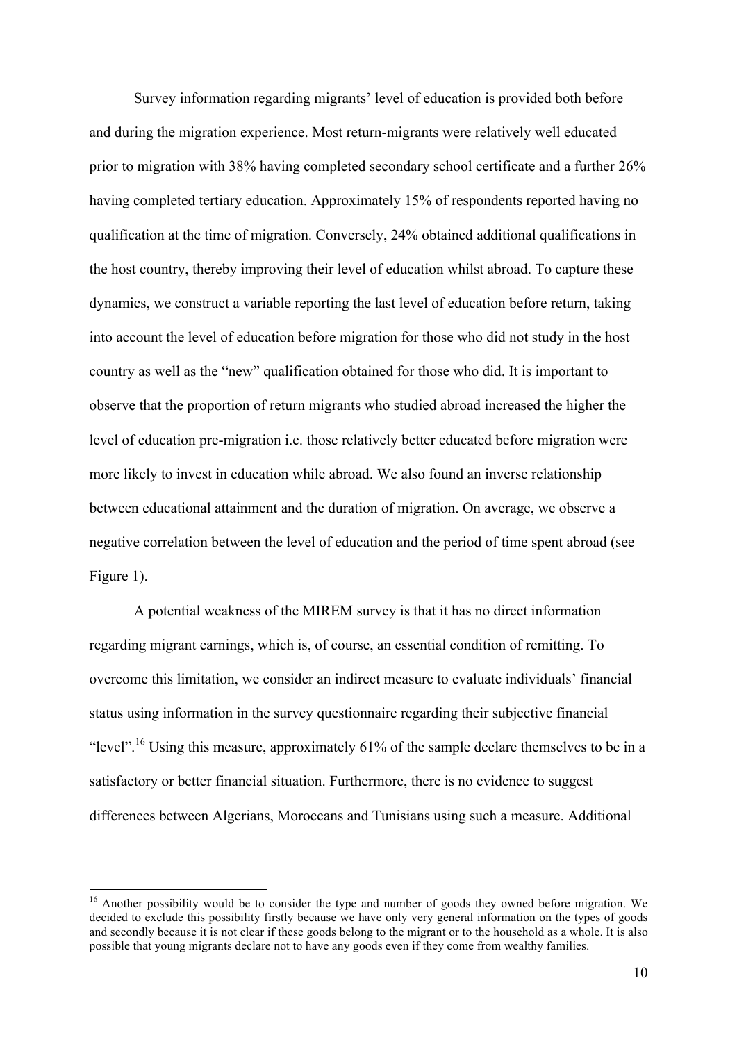Survey information regarding migrants' level of education is provided both before and during the migration experience. Most return-migrants were relatively well educated prior to migration with 38% having completed secondary school certificate and a further 26% having completed tertiary education. Approximately 15% of respondents reported having no qualification at the time of migration. Conversely, 24% obtained additional qualifications in the host country, thereby improving their level of education whilst abroad. To capture these dynamics, we construct a variable reporting the last level of education before return, taking into account the level of education before migration for those who did not study in the host country as well as the "new" qualification obtained for those who did. It is important to observe that the proportion of return migrants who studied abroad increased the higher the level of education pre-migration i.e. those relatively better educated before migration were more likely to invest in education while abroad. We also found an inverse relationship between educational attainment and the duration of migration. On average, we observe a negative correlation between the level of education and the period of time spent abroad (see Figure 1).

A potential weakness of the MIREM survey is that it has no direct information regarding migrant earnings, which is, of course, an essential condition of remitting. To overcome this limitation, we consider an indirect measure to evaluate individuals' financial status using information in the survey questionnaire regarding their subjective financial "level".[16] Using this measure, approximately 61% of the sample declare themselves to be in a satisfactory or better financial situation. Furthermore, there is no evidence to suggest differences between Algerians, Moroccans and Tunisians using such a measure. Additional

[16] Another possibility would be to consider the type and number of goods they owned before migration. We decided to exclude this possibility firstly because we have only very general information on the types of goods and secondly because it is not clear if these goods belong to the migrant or to the household as a whole. It is also possible that young migrants declare not to have any goods even if they come from wealthy families.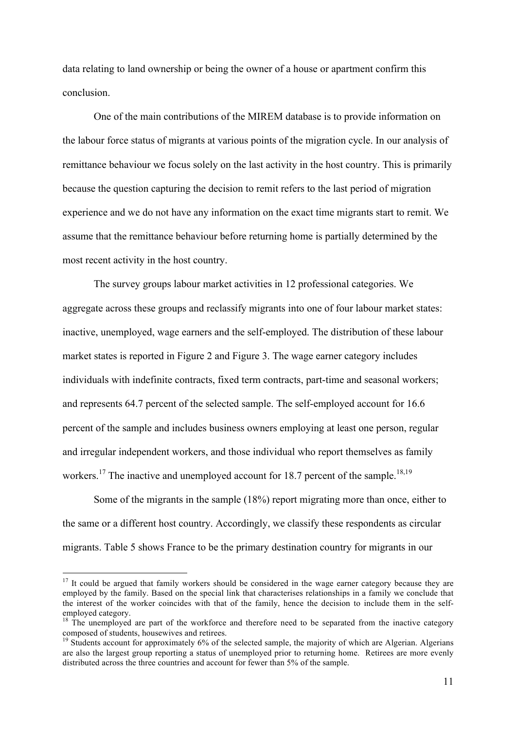data relating to land ownership or being the owner of a house or apartment confirm this conclusion.

One of the main contributions of the MIREM database is to provide information on the labour force status of migrants at various points of the migration cycle. In our analysis of remittance behaviour we focus solely on the last activity in the host country. This is primarily because the question capturing the decision to remit refers to the last period of migration experience and we do not have any information on the exact time migrants start to remit. We assume that the remittance behaviour before returning home is partially determined by the most recent activity in the host country.

The survey groups labour market activities in 12 professional categories. We aggregate across these groups and reclassify migrants into one of four labour market states: inactive, unemployed, wage earners and the self-employed. The distribution of these labour market states is reported in Figure 2 and Figure 3. The wage earner category includes individuals with indefinite contracts, fixed term contracts, part-time and seasonal workers; and represents 64.7 percent of the selected sample. The self-employed account for 16.6 percent of the sample and includes business owners employing at least one person, regular and irregular independent workers, and those individual who report themselves as family workers.[17] The inactive and unemployed account for 18.7 percent of the sample.[18,19]

Some of the migrants in the sample (18%) report migrating more than once, either to the same or a different host country. Accordingly, we classify these respondents as circular migrants. Table 5 shows France to be the primary destination country for migrants in our

---

[17] It could be argued that family workers should be considered in the wage earner category because they are employed by the family. Based on the special link that characterises relationships in a family we conclude that the interest of the worker coincides with that of the family, hence the decision to include them in the self-employed category.

[18] The unemployed are part of the workforce and therefore need to be separated from the inactive category composed of students, housewives and retirees.

[19] Students account for approximately 6% of the selected sample, the majority of which are Algerian. Algerians are also the largest group reporting a status of unemployed prior to returning home. Retirees are more evenly distributed across the three countries and account for fewer than 5% of the sample.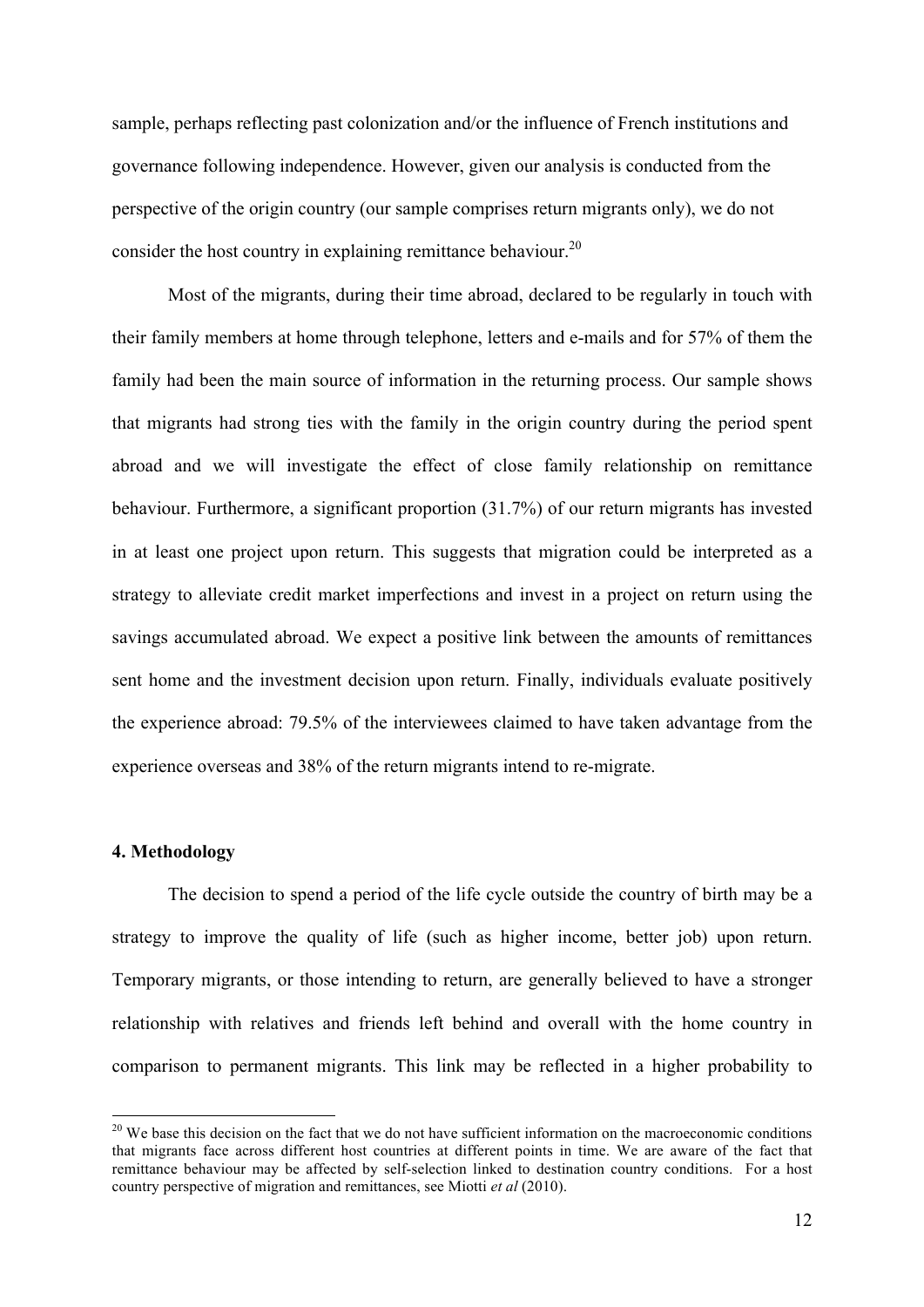sample, perhaps reflecting past colonization and/or the influence of French institutions and governance following independence. However, given our analysis is conducted from the perspective of the origin country (our sample comprises return migrants only), we do not consider the host country in explaining remittance behaviour.[20]

Most of the migrants, during their time abroad, declared to be regularly in touch with their family members at home through telephone, letters and e-mails and for 57% of them the family had been the main source of information in the returning process. Our sample shows that migrants had strong ties with the family in the origin country during the period spent abroad and we will investigate the effect of close family relationship on remittance behaviour. Furthermore, a significant proportion (31.7%) of our return migrants has invested in at least one project upon return. This suggests that migration could be interpreted as a strategy to alleviate credit market imperfections and invest in a project on return using the savings accumulated abroad. We expect a positive link between the amounts of remittances sent home and the investment decision upon return. Finally, individuals evaluate positively the experience abroad: 79.5% of the interviewees claimed to have taken advantage from the experience overseas and 38% of the return migrants intend to re-migrate.

#### 4. Methodology

The decision to spend a period of the life cycle outside the country of birth may be a strategy to improve the quality of life (such as higher income, better job) upon return. Temporary migrants, or those intending to return, are generally believed to have a stronger relationship with relatives and friends left behind and overall with the home country in comparison to permanent migrants. This link may be reflected in a higher probability to

[20] We base this decision on the fact that we do not have sufficient information on the macroeconomic conditions that migrants face across different host countries at different points in time. We are aware of the fact that remittance behaviour may be affected by self-selection linked to destination country conditions. For a host country perspective of migration and remittances, see Miotti *et al* (2010).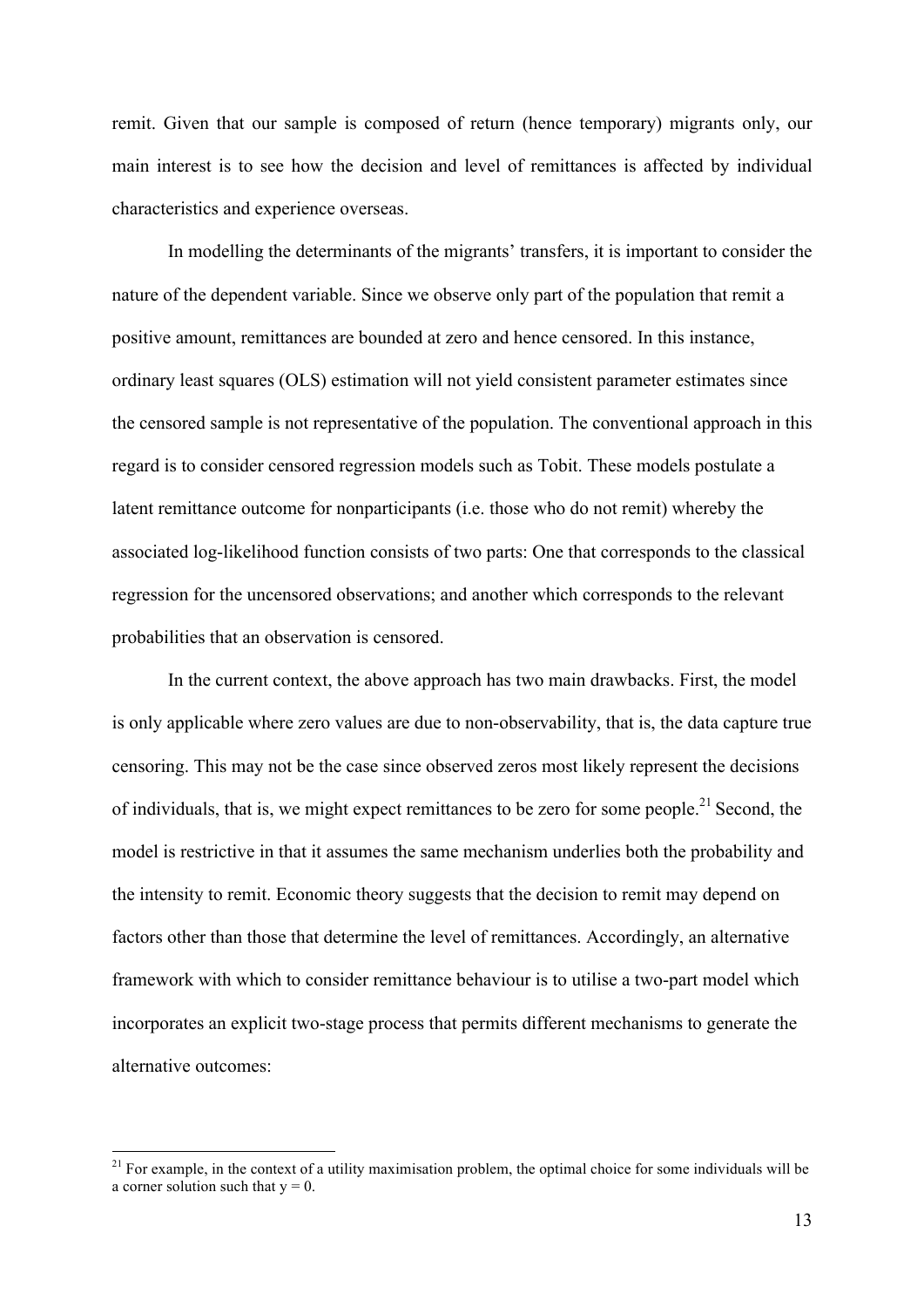remit. Given that our sample is composed of return (hence temporary) migrants only, our main interest is to see how the decision and level of remittances is affected by individual characteristics and experience overseas.

In modelling the determinants of the migrants' transfers, it is important to consider the nature of the dependent variable. Since we observe only part of the population that remit a positive amount, remittances are bounded at zero and hence censored. In this instance, ordinary least squares (OLS) estimation will not yield consistent parameter estimates since the censored sample is not representative of the population. The conventional approach in this regard is to consider censored regression models such as Tobit. These models postulate a latent remittance outcome for nonparticipants (i.e. those who do not remit) whereby the associated log-likelihood function consists of two parts: One that corresponds to the classical regression for the uncensored observations; and another which corresponds to the relevant probabilities that an observation is censored.

In the current context, the above approach has two main drawbacks. First, the model is only applicable where zero values are due to non-observability, that is, the data capture true censoring. This may not be the case since observed zeros most likely represent the decisions of individuals, that is, we might expect remittances to be zero for some people.[21] Second, the model is restrictive in that it assumes the same mechanism underlies both the probability and the intensity to remit. Economic theory suggests that the decision to remit may depend on factors other than those that determine the level of remittances. Accordingly, an alternative framework with which to consider remittance behaviour is to utilise a two-part model which incorporates an explicit two-stage process that permits different mechanisms to generate the alternative outcomes:

[21] For example, in the context of a utility maximisation problem, the optimal choice for some individuals will be a corner solution such that $y = 0$.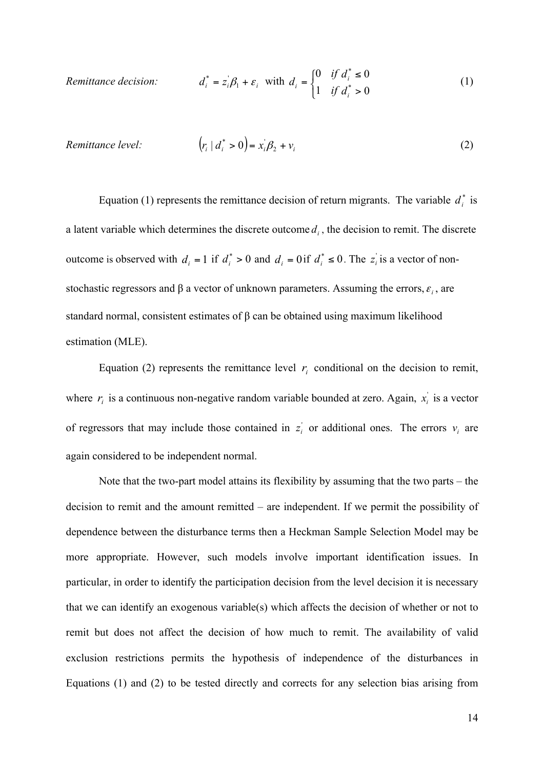*Remittance decision:* $$d_i^* = z_i'\beta_1 + \varepsilon_i \quad \text{with} \quad d_i = \begin{cases} 0 & \text{if } d_i^* \leq 0 \\ 1 & \text{if } d_i^* > 0 \end{cases} \tag{1}$$

*Remittance level:* $$\left(r_i \mid d_i^* > 0\right) = x_i'\beta_2 + v_i \tag{2}$$

Equation (1) represents the remittance decision of return migrants. The variable $d_i^*$ is a latent variable which determines the discrete outcome $d_i$, the decision to remit. The discrete outcome is observed with $d_i = 1$ if $d_i^* > 0$ and $d_i = 0$ if $d_i^* \leq 0$. The $z_i'$ is a vector of non-stochastic regressors and β a vector of unknown parameters. Assuming the errors, $\varepsilon_i$, are standard normal, consistent estimates of β can be obtained using maximum likelihood estimation (MLE).

Equation (2) represents the remittance level $r_i$ conditional on the decision to remit, where $r_i$ is a continuous non-negative random variable bounded at zero. Again, $x_i'$ is a vector of regressors that may include those contained in $z_i'$ or additional ones. The errors $v_i$ are again considered to be independent normal.

Note that the two-part model attains its flexibility by assuming that the two parts – the decision to remit and the amount remitted – are independent. If we permit the possibility of dependence between the disturbance terms then a Heckman Sample Selection Model may be more appropriate. However, such models involve important identification issues. In particular, in order to identify the participation decision from the level decision it is necessary that we can identify an exogenous variable(s) which affects the decision of whether or not to remit but does not affect the decision of how much to remit. The availability of valid exclusion restrictions permits the hypothesis of independence of the disturbances in Equations (1) and (2) to be tested directly and corrects for any selection bias arising from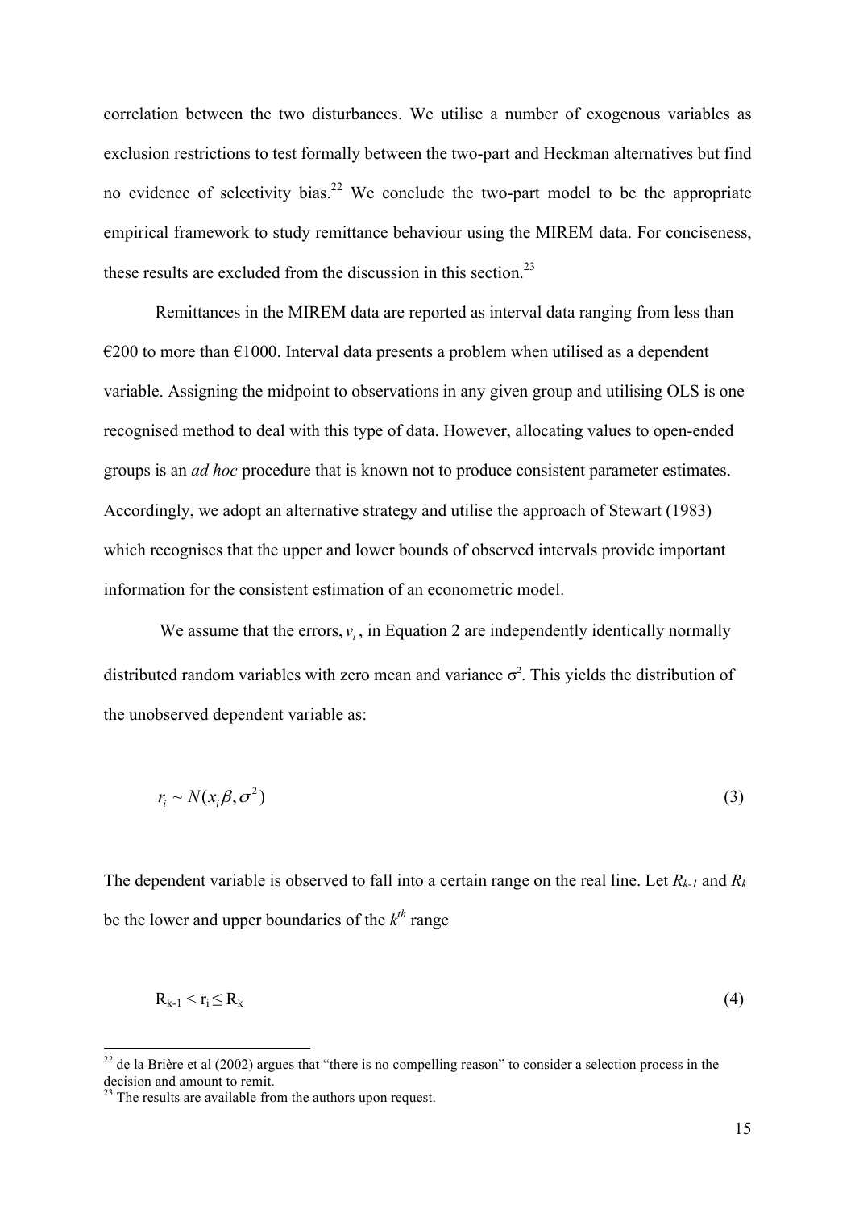correlation between the two disturbances. We utilise a number of exogenous variables as exclusion restrictions to test formally between the two-part and Heckman alternatives but find no evidence of selectivity bias.[22] We conclude the two-part model to be the appropriate empirical framework to study remittance behaviour using the MIREM data. For conciseness, these results are excluded from the discussion in this section.[23]

Remittances in the MIREM data are reported as interval data ranging from less than €200 to more than €1000. Interval data presents a problem when utilised as a dependent variable. Assigning the midpoint to observations in any given group and utilising OLS is one recognised method to deal with this type of data. However, allocating values to open-ended groups is an *ad hoc* procedure that is known not to produce consistent parameter estimates. Accordingly, we adopt an alternative strategy and utilise the approach of Stewart (1983) which recognises that the upper and lower bounds of observed intervals provide important information for the consistent estimation of an econometric model.

We assume that the errors, $v_i$, in Equation 2 are independently identically normally distributed random variables with zero mean and variance $\sigma^2$. This yields the distribution of the unobserved dependent variable as:

$$r_i \sim N(x_i\beta, \sigma^2) \tag{3}$$

The dependent variable is observed to fall into a certain range on the real line. Let $R_{k-1}$ and $R_k$ be the lower and upper boundaries of the $k^{th}$ range

$$R_{k-1} < r_i \leq R_k \tag{4}$$

[22] de la Brière et al (2002) argues that "there is no compelling reason" to consider a selection process in the decision and amount to remit.

[23] The results are available from the authors upon request.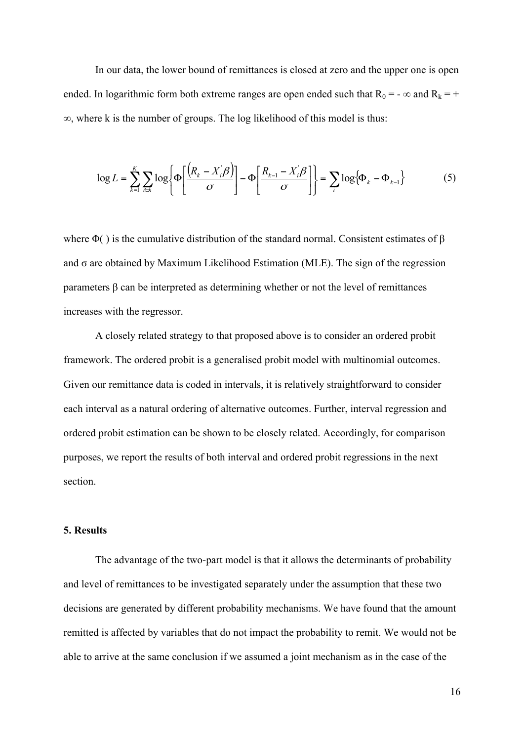In our data, the lower bound of remittances is closed at zero and the upper one is open ended. In logarithmic form both extreme ranges are open ended such that $R_0 = -\infty$ and $R_k = +\infty$, where k is the number of groups. The log likelihood of this model is thus:

$$\log L = \sum_{k=1}^{K} \sum_{i \in k} \log \left\{ \Phi \left[ \frac{\left(R_k - X_i^{'}\beta\right)}{\sigma} \right] - \Phi \left[ \frac{R_{k-1} - X_i^{'}\beta}{\sigma} \right] \right\} = \sum_i \log \left\{ \Phi_k - \Phi_{k-1} \right\} \tag{5}$$

where $\Phi(\ )$ is the cumulative distribution of the standard normal. Consistent estimates of $\beta$ and $\sigma$ are obtained by Maximum Likelihood Estimation (MLE). The sign of the regression parameters $\beta$ can be interpreted as determining whether or not the level of remittances increases with the regressor.

A closely related strategy to that proposed above is to consider an ordered probit framework. The ordered probit is a generalised probit model with multinomial outcomes. Given our remittance data is coded in intervals, it is relatively straightforward to consider each interval as a natural ordering of alternative outcomes. Further, interval regression and ordered probit estimation can be shown to be closely related. Accordingly, for comparison purposes, we report the results of both interval and ordered probit regressions in the next section.

## 5. Results

The advantage of the two-part model is that it allows the determinants of probability and level of remittances to be investigated separately under the assumption that these two decisions are generated by different probability mechanisms. We have found that the amount remitted is affected by variables that do not impact the probability to remit. We would not be able to arrive at the same conclusion if we assumed a joint mechanism as in the case of the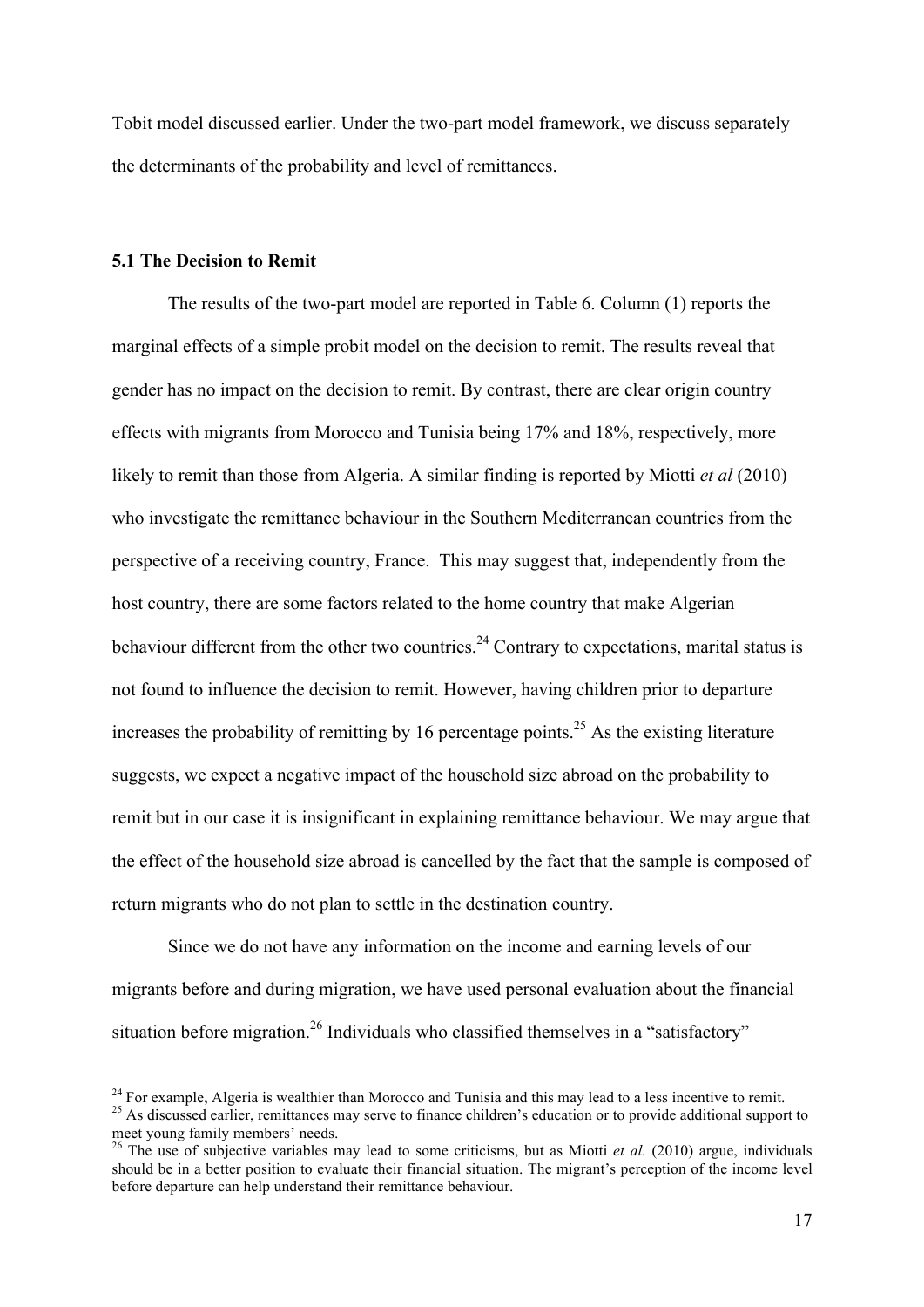Tobit model discussed earlier. Under the two-part model framework, we discuss separately the determinants of the probability and level of remittances.

### 5.1 The Decision to Remit

The results of the two-part model are reported in Table 6. Column (1) reports the marginal effects of a simple probit model on the decision to remit. The results reveal that gender has no impact on the decision to remit. By contrast, there are clear origin country effects with migrants from Morocco and Tunisia being 17% and 18%, respectively, more likely to remit than those from Algeria. A similar finding is reported by Miotti *et al* (2010) who investigate the remittance behaviour in the Southern Mediterranean countries from the perspective of a receiving country, France. This may suggest that, independently from the host country, there are some factors related to the home country that make Algerian behaviour different from the other two countries.[24] Contrary to expectations, marital status is not found to influence the decision to remit. However, having children prior to departure increases the probability of remitting by 16 percentage points.[25] As the existing literature suggests, we expect a negative impact of the household size abroad on the probability to remit but in our case it is insignificant in explaining remittance behaviour. We may argue that the effect of the household size abroad is cancelled by the fact that the sample is composed of return migrants who do not plan to settle in the destination country.

Since we do not have any information on the income and earning levels of our migrants before and during migration, we have used personal evaluation about the financial situation before migration.[26] Individuals who classified themselves in a "satisfactory"

---

[24] For example, Algeria is wealthier than Morocco and Tunisia and this may lead to a less incentive to remit.

[25] As discussed earlier, remittances may serve to finance children's education or to provide additional support to meet young family members' needs.

[26] The use of subjective variables may lead to some criticisms, but as Miotti *et al.* (2010) argue, individuals should be in a better position to evaluate their financial situation. The migrant's perception of the income level before departure can help understand their remittance behaviour.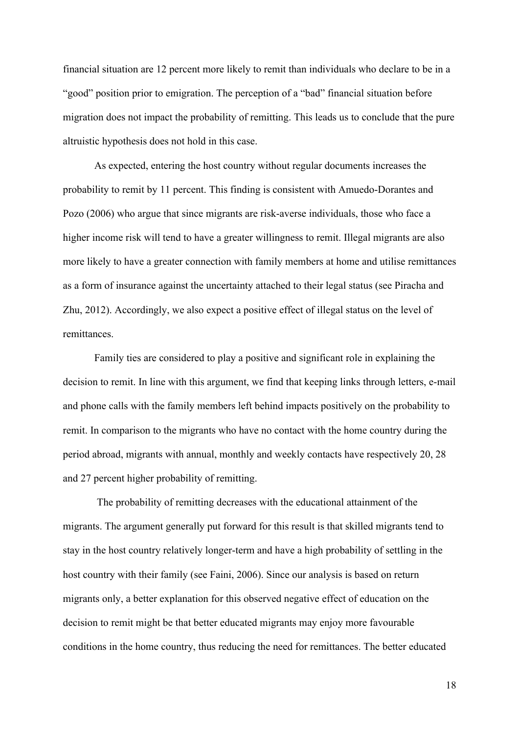financial situation are 12 percent more likely to remit than individuals who declare to be in a "good" position prior to emigration. The perception of a "bad" financial situation before migration does not impact the probability of remitting. This leads us to conclude that the pure altruistic hypothesis does not hold in this case.

As expected, entering the host country without regular documents increases the probability to remit by 11 percent. This finding is consistent with Amuedo-Dorantes and Pozo (2006) who argue that since migrants are risk-averse individuals, those who face a higher income risk will tend to have a greater willingness to remit. Illegal migrants are also more likely to have a greater connection with family members at home and utilise remittances as a form of insurance against the uncertainty attached to their legal status (see Piracha and Zhu, 2012). Accordingly, we also expect a positive effect of illegal status on the level of remittances.

Family ties are considered to play a positive and significant role in explaining the decision to remit. In line with this argument, we find that keeping links through letters, e-mail and phone calls with the family members left behind impacts positively on the probability to remit. In comparison to the migrants who have no contact with the home country during the period abroad, migrants with annual, monthly and weekly contacts have respectively 20, 28 and 27 percent higher probability of remitting.

The probability of remitting decreases with the educational attainment of the migrants. The argument generally put forward for this result is that skilled migrants tend to stay in the host country relatively longer-term and have a high probability of settling in the host country with their family (see Faini, 2006). Since our analysis is based on return migrants only, a better explanation for this observed negative effect of education on the decision to remit might be that better educated migrants may enjoy more favourable conditions in the home country, thus reducing the need for remittances. The better educated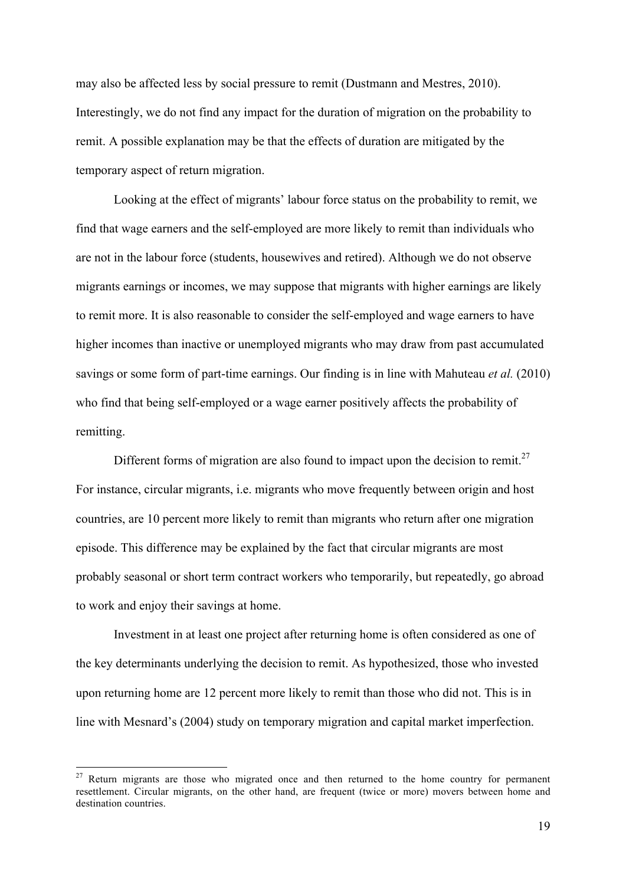may also be affected less by social pressure to remit (Dustmann and Mestres, 2010). Interestingly, we do not find any impact for the duration of migration on the probability to remit. A possible explanation may be that the effects of duration are mitigated by the temporary aspect of return migration.

Looking at the effect of migrants' labour force status on the probability to remit, we find that wage earners and the self-employed are more likely to remit than individuals who are not in the labour force (students, housewives and retired). Although we do not observe migrants earnings or incomes, we may suppose that migrants with higher earnings are likely to remit more. It is also reasonable to consider the self-employed and wage earners to have higher incomes than inactive or unemployed migrants who may draw from past accumulated savings or some form of part-time earnings. Our finding is in line with Mahuteau *et al.* (2010) who find that being self-employed or a wage earner positively affects the probability of remitting.

Different forms of migration are also found to impact upon the decision to remit.[27] For instance, circular migrants, i.e. migrants who move frequently between origin and host countries, are 10 percent more likely to remit than migrants who return after one migration episode. This difference may be explained by the fact that circular migrants are most probably seasonal or short term contract workers who temporarily, but repeatedly, go abroad to work and enjoy their savings at home.

Investment in at least one project after returning home is often considered as one of the key determinants underlying the decision to remit. As hypothesized, those who invested upon returning home are 12 percent more likely to remit than those who did not. This is in line with Mesnard's (2004) study on temporary migration and capital market imperfection.

[27] Return migrants are those who migrated once and then returned to the home country for permanent resettlement. Circular migrants, on the other hand, are frequent (twice or more) movers between home and destination countries.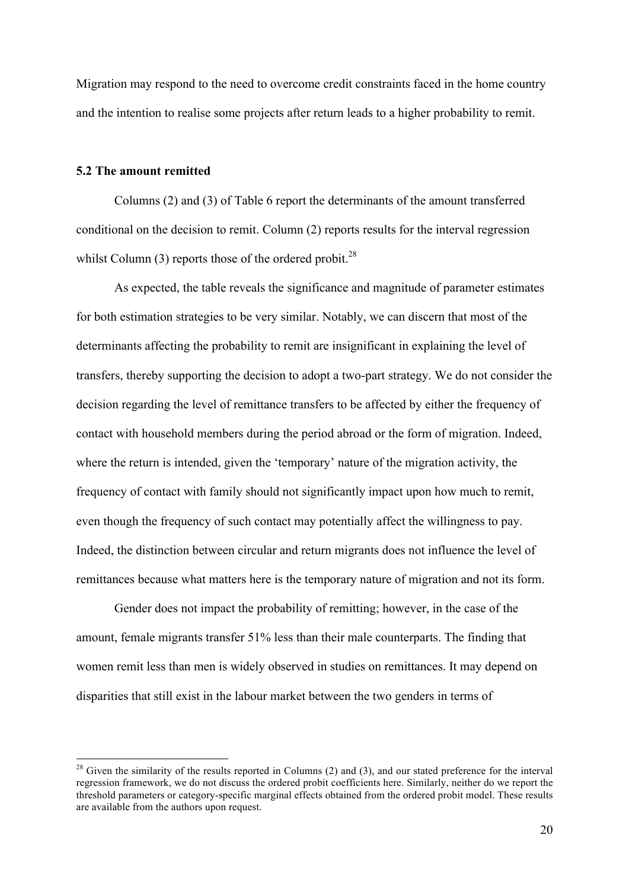Migration may respond to the need to overcome credit constraints faced in the home country and the intention to realise some projects after return leads to a higher probability to remit.

### 5.2 The amount remitted

Columns (2) and (3) of Table 6 report the determinants of the amount transferred conditional on the decision to remit. Column (2) reports results for the interval regression whilst Column (3) reports those of the ordered probit.[28]

As expected, the table reveals the significance and magnitude of parameter estimates for both estimation strategies to be very similar. Notably, we can discern that most of the determinants affecting the probability to remit are insignificant in explaining the level of transfers, thereby supporting the decision to adopt a two-part strategy. We do not consider the decision regarding the level of remittance transfers to be affected by either the frequency of contact with household members during the period abroad or the form of migration. Indeed, where the return is intended, given the 'temporary' nature of the migration activity, the frequency of contact with family should not significantly impact upon how much to remit, even though the frequency of such contact may potentially affect the willingness to pay. Indeed, the distinction between circular and return migrants does not influence the level of remittances because what matters here is the temporary nature of migration and not its form.

Gender does not impact the probability of remitting; however, in the case of the amount, female migrants transfer 51% less than their male counterparts. The finding that women remit less than men is widely observed in studies on remittances. It may depend on disparities that still exist in the labour market between the two genders in terms of

[28] Given the similarity of the results reported in Columns (2) and (3), and our stated preference for the interval regression framework, we do not discuss the ordered probit coefficients here. Similarly, neither do we report the threshold parameters or category-specific marginal effects obtained from the ordered probit model. These results are available from the authors upon request.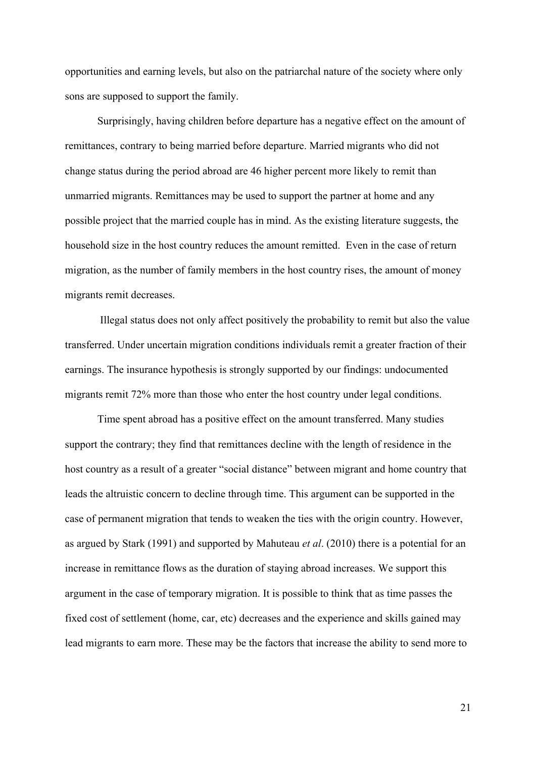opportunities and earning levels, but also on the patriarchal nature of the society where only sons are supposed to support the family.

Surprisingly, having children before departure has a negative effect on the amount of remittances, contrary to being married before departure. Married migrants who did not change status during the period abroad are 46 higher percent more likely to remit than unmarried migrants. Remittances may be used to support the partner at home and any possible project that the married couple has in mind. As the existing literature suggests, the household size in the host country reduces the amount remitted. Even in the case of return migration, as the number of family members in the host country rises, the amount of money migrants remit decreases.

Illegal status does not only affect positively the probability to remit but also the value transferred. Under uncertain migration conditions individuals remit a greater fraction of their earnings. The insurance hypothesis is strongly supported by our findings: undocumented migrants remit 72% more than those who enter the host country under legal conditions.

Time spent abroad has a positive effect on the amount transferred. Many studies support the contrary; they find that remittances decline with the length of residence in the host country as a result of a greater "social distance" between migrant and home country that leads the altruistic concern to decline through time. This argument can be supported in the case of permanent migration that tends to weaken the ties with the origin country. However, as argued by Stark (1991) and supported by Mahuteau *et al*. (2010) there is a potential for an increase in remittance flows as the duration of staying abroad increases. We support this argument in the case of temporary migration. It is possible to think that as time passes the fixed cost of settlement (home, car, etc) decreases and the experience and skills gained may lead migrants to earn more. These may be the factors that increase the ability to send more to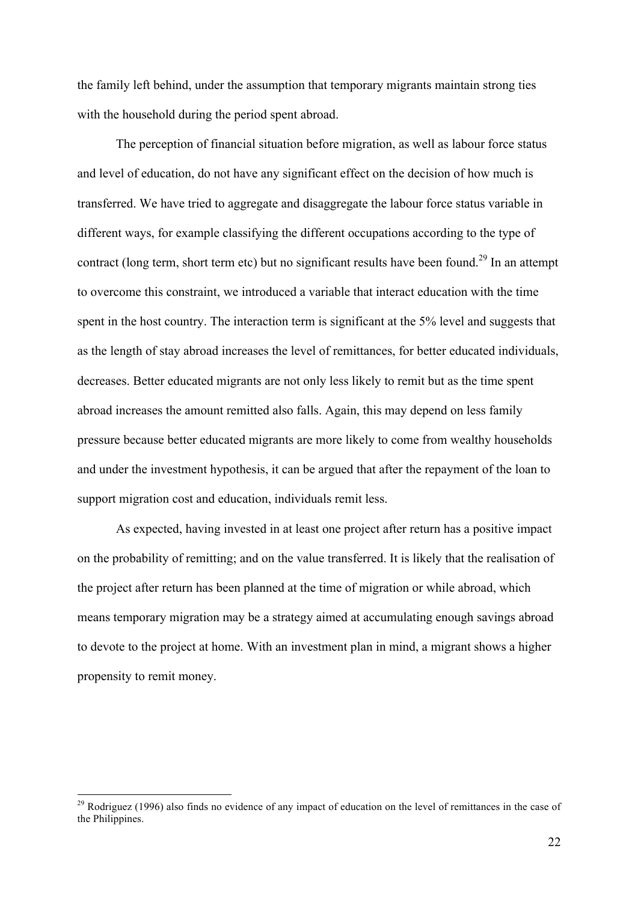the family left behind, under the assumption that temporary migrants maintain strong ties with the household during the period spent abroad.

The perception of financial situation before migration, as well as labour force status and level of education, do not have any significant effect on the decision of how much is transferred. We have tried to aggregate and disaggregate the labour force status variable in different ways, for example classifying the different occupations according to the type of contract (long term, short term etc) but no significant results have been found.[29] In an attempt to overcome this constraint, we introduced a variable that interact education with the time spent in the host country. The interaction term is significant at the 5% level and suggests that as the length of stay abroad increases the level of remittances, for better educated individuals, decreases. Better educated migrants are not only less likely to remit but as the time spent abroad increases the amount remitted also falls. Again, this may depend on less family pressure because better educated migrants are more likely to come from wealthy households and under the investment hypothesis, it can be argued that after the repayment of the loan to support migration cost and education, individuals remit less.

As expected, having invested in at least one project after return has a positive impact on the probability of remitting; and on the value transferred. It is likely that the realisation of the project after return has been planned at the time of migration or while abroad, which means temporary migration may be a strategy aimed at accumulating enough savings abroad to devote to the project at home. With an investment plan in mind, a migrant shows a higher propensity to remit money.

[29] Rodriguez (1996) also finds no evidence of any impact of education on the level of remittances in the case of the Philippines.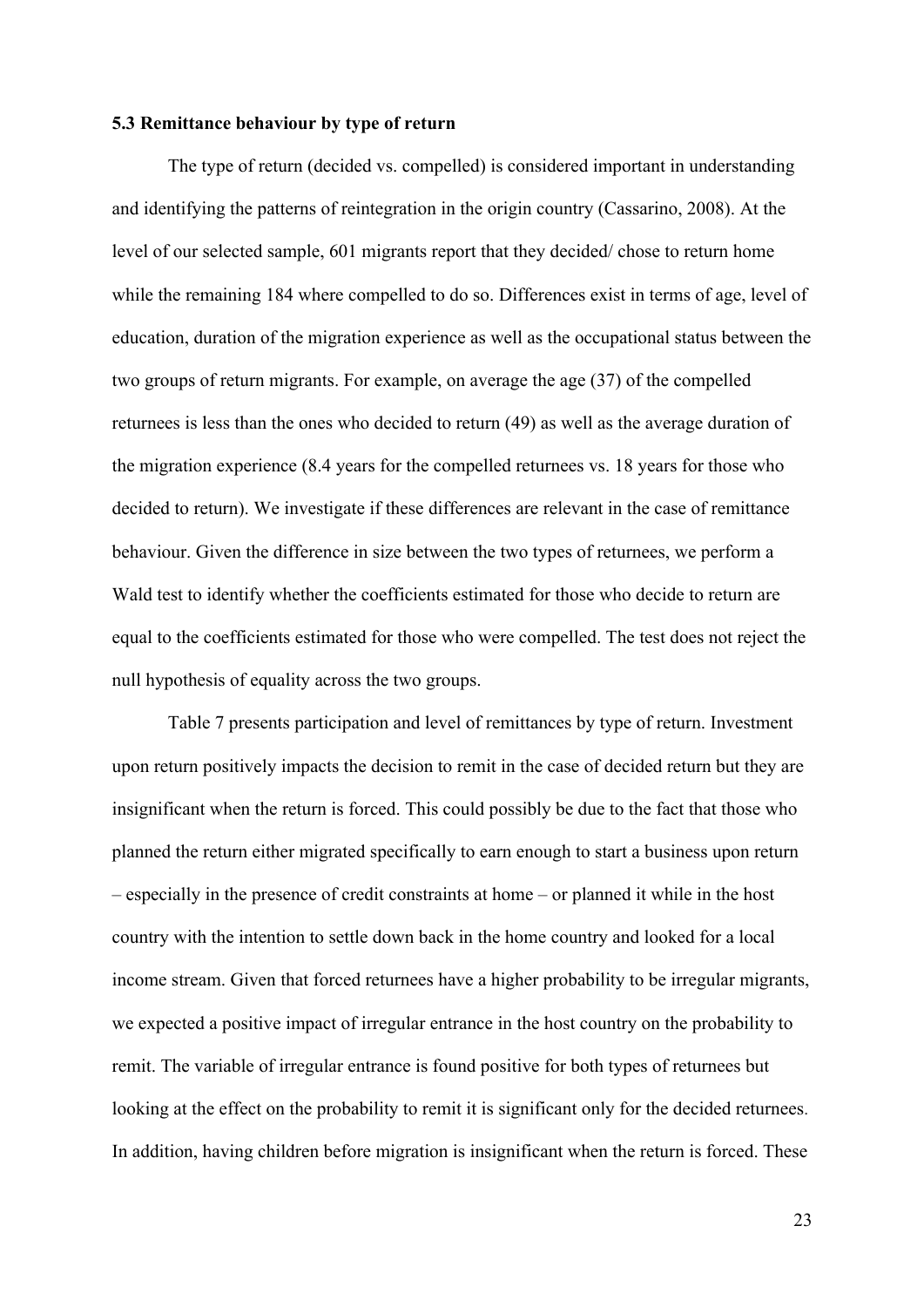### 5.3 Remittance behaviour by type of return

The type of return (decided vs. compelled) is considered important in understanding and identifying the patterns of reintegration in the origin country (Cassarino, 2008). At the level of our selected sample, 601 migrants report that they decided/ chose to return home while the remaining 184 where compelled to do so. Differences exist in terms of age, level of education, duration of the migration experience as well as the occupational status between the two groups of return migrants. For example, on average the age (37) of the compelled returnees is less than the ones who decided to return (49) as well as the average duration of the migration experience (8.4 years for the compelled returnees vs. 18 years for those who decided to return). We investigate if these differences are relevant in the case of remittance behaviour. Given the difference in size between the two types of returnees, we perform a Wald test to identify whether the coefficients estimated for those who decide to return are equal to the coefficients estimated for those who were compelled. The test does not reject the null hypothesis of equality across the two groups.

Table 7 presents participation and level of remittances by type of return. Investment upon return positively impacts the decision to remit in the case of decided return but they are insignificant when the return is forced. This could possibly be due to the fact that those who planned the return either migrated specifically to earn enough to start a business upon return – especially in the presence of credit constraints at home – or planned it while in the host country with the intention to settle down back in the home country and looked for a local income stream. Given that forced returnees have a higher probability to be irregular migrants, we expected a positive impact of irregular entrance in the host country on the probability to remit. The variable of irregular entrance is found positive for both types of returnees but looking at the effect on the probability to remit it is significant only for the decided returnees. In addition, having children before migration is insignificant when the return is forced. These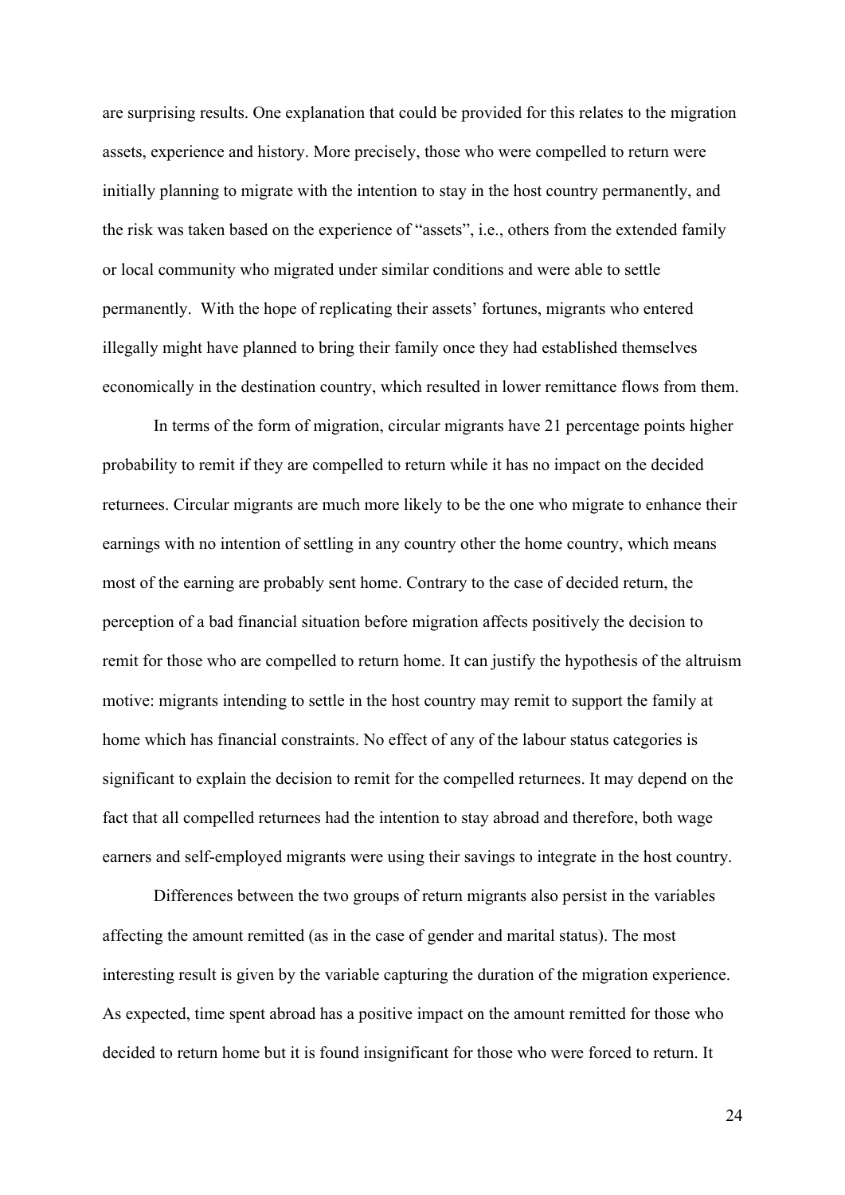are surprising results. One explanation that could be provided for this relates to the migration assets, experience and history. More precisely, those who were compelled to return were initially planning to migrate with the intention to stay in the host country permanently, and the risk was taken based on the experience of "assets", i.e., others from the extended family or local community who migrated under similar conditions and were able to settle permanently. With the hope of replicating their assets' fortunes, migrants who entered illegally might have planned to bring their family once they had established themselves economically in the destination country, which resulted in lower remittance flows from them.

In terms of the form of migration, circular migrants have 21 percentage points higher probability to remit if they are compelled to return while it has no impact on the decided returnees. Circular migrants are much more likely to be the one who migrate to enhance their earnings with no intention of settling in any country other the home country, which means most of the earning are probably sent home. Contrary to the case of decided return, the perception of a bad financial situation before migration affects positively the decision to remit for those who are compelled to return home. It can justify the hypothesis of the altruism motive: migrants intending to settle in the host country may remit to support the family at home which has financial constraints. No effect of any of the labour status categories is significant to explain the decision to remit for the compelled returnees. It may depend on the fact that all compelled returnees had the intention to stay abroad and therefore, both wage earners and self-employed migrants were using their savings to integrate in the host country.

Differences between the two groups of return migrants also persist in the variables affecting the amount remitted (as in the case of gender and marital status). The most interesting result is given by the variable capturing the duration of the migration experience. As expected, time spent abroad has a positive impact on the amount remitted for those who decided to return home but it is found insignificant for those who were forced to return. It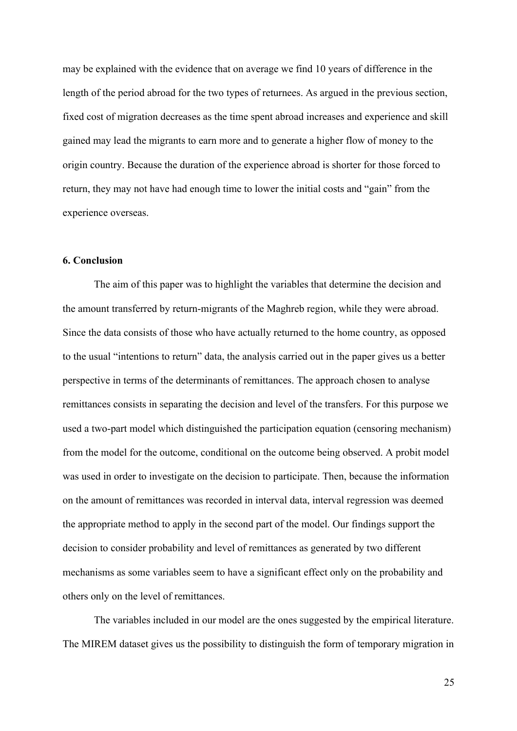may be explained with the evidence that on average we find 10 years of difference in the length of the period abroad for the two types of returnees. As argued in the previous section, fixed cost of migration decreases as the time spent abroad increases and experience and skill gained may lead the migrants to earn more and to generate a higher flow of money to the origin country. Because the duration of the experience abroad is shorter for those forced to return, they may not have had enough time to lower the initial costs and "gain" from the experience overseas.

**6. Conclusion**

The aim of this paper was to highlight the variables that determine the decision and the amount transferred by return-migrants of the Maghreb region, while they were abroad. Since the data consists of those who have actually returned to the home country, as opposed to the usual "intentions to return" data, the analysis carried out in the paper gives us a better perspective in terms of the determinants of remittances. The approach chosen to analyse remittances consists in separating the decision and level of the transfers. For this purpose we used a two-part model which distinguished the participation equation (censoring mechanism) from the model for the outcome, conditional on the outcome being observed. A probit model was used in order to investigate on the decision to participate. Then, because the information on the amount of remittances was recorded in interval data, interval regression was deemed the appropriate method to apply in the second part of the model. Our findings support the decision to consider probability and level of remittances as generated by two different mechanisms as some variables seem to have a significant effect only on the probability and others only on the level of remittances.

The variables included in our model are the ones suggested by the empirical literature. The MIREM dataset gives us the possibility to distinguish the form of temporary migration in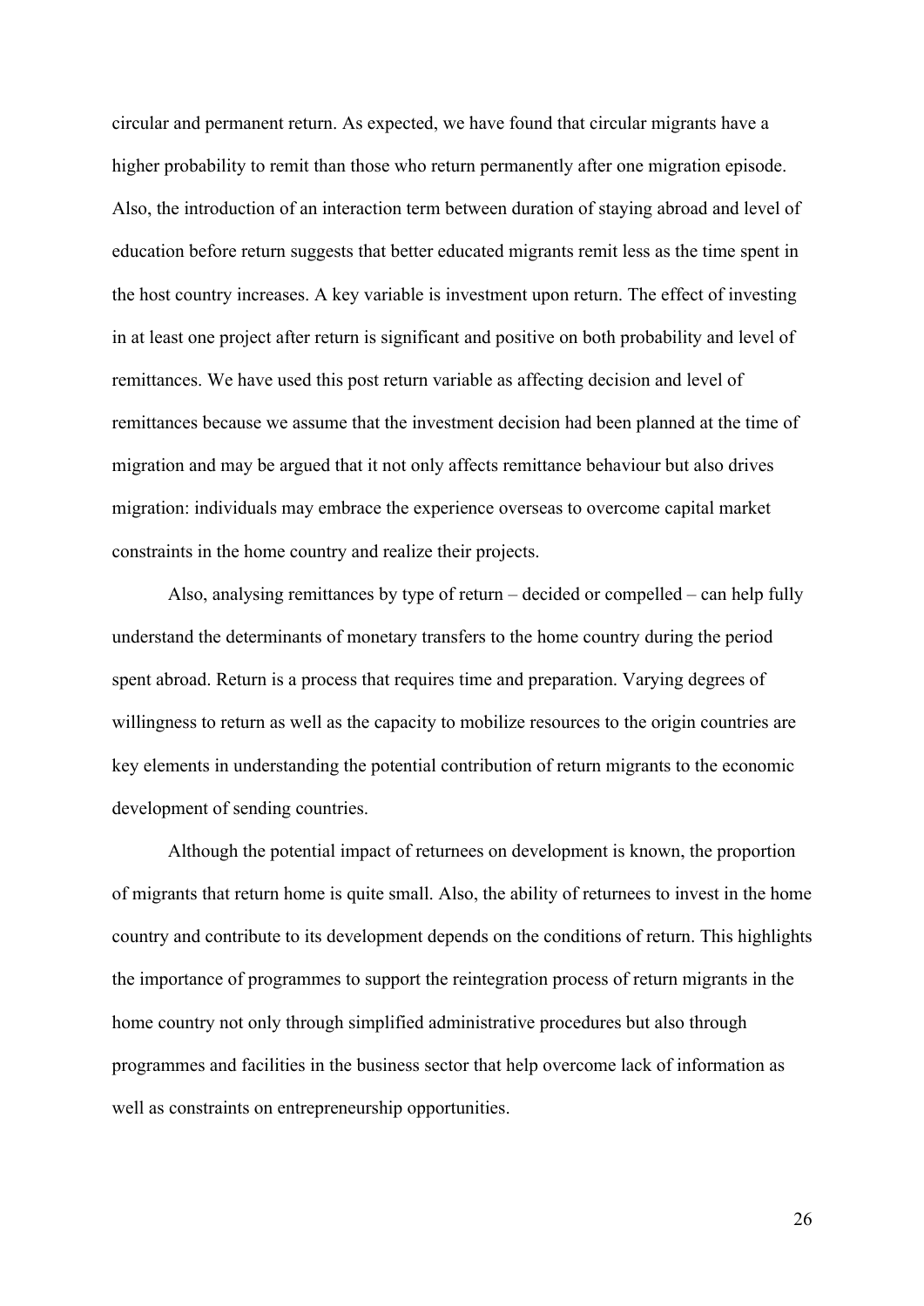circular and permanent return. As expected, we have found that circular migrants have a higher probability to remit than those who return permanently after one migration episode. Also, the introduction of an interaction term between duration of staying abroad and level of education before return suggests that better educated migrants remit less as the time spent in the host country increases. A key variable is investment upon return. The effect of investing in at least one project after return is significant and positive on both probability and level of remittances. We have used this post return variable as affecting decision and level of remittances because we assume that the investment decision had been planned at the time of migration and may be argued that it not only affects remittance behaviour but also drives migration: individuals may embrace the experience overseas to overcome capital market constraints in the home country and realize their projects.

Also, analysing remittances by type of return – decided or compelled – can help fully understand the determinants of monetary transfers to the home country during the period spent abroad. Return is a process that requires time and preparation. Varying degrees of willingness to return as well as the capacity to mobilize resources to the origin countries are key elements in understanding the potential contribution of return migrants to the economic development of sending countries.

Although the potential impact of returnees on development is known, the proportion of migrants that return home is quite small. Also, the ability of returnees to invest in the home country and contribute to its development depends on the conditions of return. This highlights the importance of programmes to support the reintegration process of return migrants in the home country not only through simplified administrative procedures but also through programmes and facilities in the business sector that help overcome lack of information as well as constraints on entrepreneurship opportunities.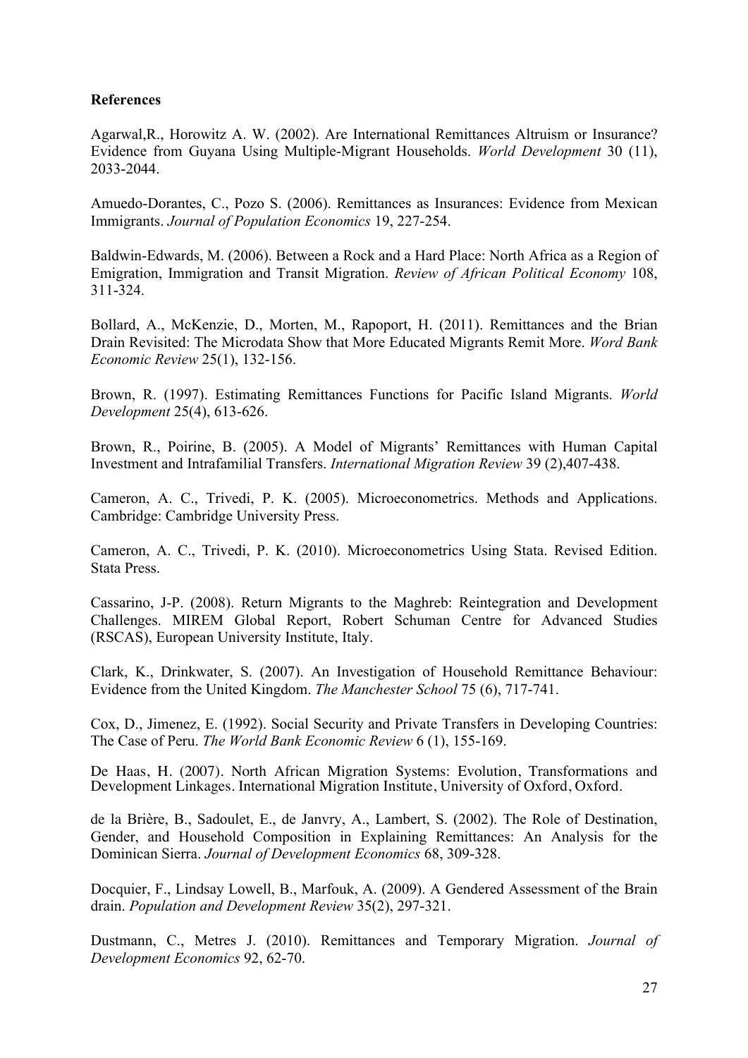**References**

Agarwal,R., Horowitz A. W. (2002). Are International Remittances Altruism or Insurance? Evidence from Guyana Using Multiple-Migrant Households. *World Development* 30 (11), 2033-2044.

Amuedo-Dorantes, C., Pozo S. (2006). Remittances as Insurances: Evidence from Mexican Immigrants. *Journal of Population Economics* 19, 227-254.

Baldwin-Edwards, M. (2006). Between a Rock and a Hard Place: North Africa as a Region of Emigration, Immigration and Transit Migration. *Review of African Political Economy* 108, 311-324.

Bollard, A., McKenzie, D., Morten, M., Rapoport, H. (2011). Remittances and the Brian Drain Revisited: The Microdata Show that More Educated Migrants Remit More. *Word Bank Economic Review* 25(1), 132-156.

Brown, R. (1997). Estimating Remittances Functions for Pacific Island Migrants. *World Development* 25(4), 613-626.

Brown, R., Poirine, B. (2005). A Model of Migrants' Remittances with Human Capital Investment and Intrafamilial Transfers. *International Migration Review* 39 (2),407-438.

Cameron, A. C., Trivedi, P. K. (2005). Microeconometrics. Methods and Applications. Cambridge: Cambridge University Press.

Cameron, A. C., Trivedi, P. K. (2010). Microeconometrics Using Stata. Revised Edition. Stata Press.

Cassarino, J-P. (2008). Return Migrants to the Maghreb: Reintegration and Development Challenges. MIREM Global Report, Robert Schuman Centre for Advanced Studies (RSCAS), European University Institute, Italy.

Clark, K., Drinkwater, S. (2007). An Investigation of Household Remittance Behaviour: Evidence from the United Kingdom. *The Manchester School* 75 (6), 717-741.

Cox, D., Jimenez, E. (1992). Social Security and Private Transfers in Developing Countries: The Case of Peru. *The World Bank Economic Review* 6 (1), 155-169.

De Haas, H. (2007). North African Migration Systems: Evolution, Transformations and Development Linkages. International Migration Institute, University of Oxford, Oxford.

de la Brière, B., Sadoulet, E., de Janvry, A., Lambert, S. (2002). The Role of Destination, Gender, and Household Composition in Explaining Remittances: An Analysis for the Dominican Sierra. *Journal of Development Economics* 68, 309-328.

Docquier, F., Lindsay Lowell, B., Marfouk, A. (2009). A Gendered Assessment of the Brain drain. *Population and Development Review* 35(2), 297-321.

Dustmann, C., Metres J. (2010). Remittances and Temporary Migration. *Journal of Development Economics* 92, 62-70.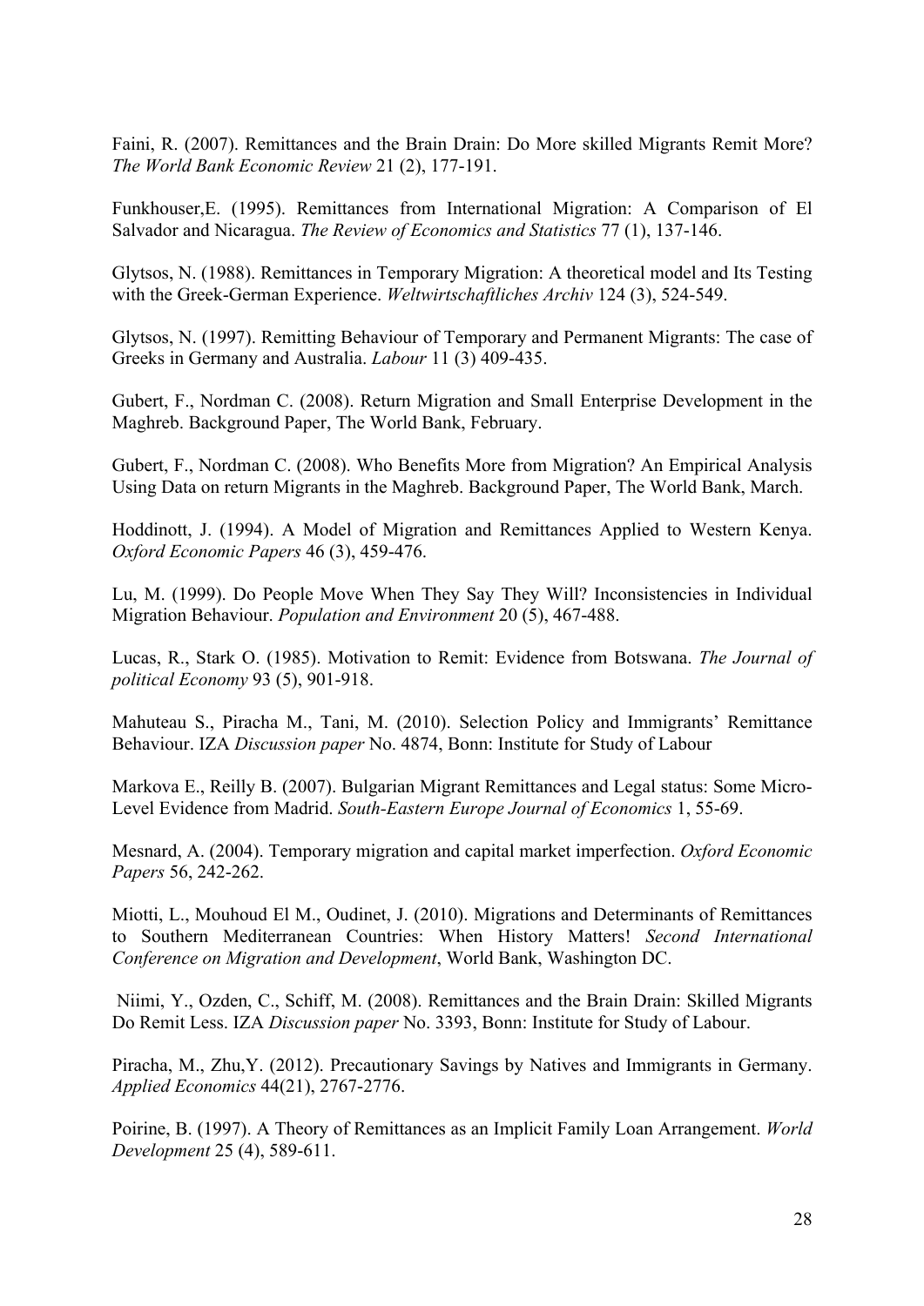Faini, R. (2007). Remittances and the Brain Drain: Do More skilled Migrants Remit More? *The World Bank Economic Review* 21 (2), 177-191.

Funkhouser,E. (1995). Remittances from International Migration: A Comparison of El Salvador and Nicaragua. *The Review of Economics and Statistics* 77 (1), 137-146.

Glytsos, N. (1988). Remittances in Temporary Migration: A theoretical model and Its Testing with the Greek-German Experience. *Weltwirtschaftliches Archiv* 124 (3), 524-549.

Glytsos, N. (1997). Remitting Behaviour of Temporary and Permanent Migrants: The case of Greeks in Germany and Australia. *Labour* 11 (3) 409-435.

Gubert, F., Nordman C. (2008). Return Migration and Small Enterprise Development in the Maghreb. Background Paper, The World Bank, February.

Gubert, F., Nordman C. (2008). Who Benefits More from Migration? An Empirical Analysis Using Data on return Migrants in the Maghreb. Background Paper, The World Bank, March.

Hoddinott, J. (1994). A Model of Migration and Remittances Applied to Western Kenya. *Oxford Economic Papers* 46 (3), 459-476.

Lu, M. (1999). Do People Move When They Say They Will? Inconsistencies in Individual Migration Behaviour. *Population and Environment* 20 (5), 467-488.

Lucas, R., Stark O. (1985). Motivation to Remit: Evidence from Botswana. *The Journal of political Economy* 93 (5), 901-918.

Mahuteau S., Piracha M., Tani, M. (2010). Selection Policy and Immigrants' Remittance Behaviour. IZA *Discussion paper* No. 4874, Bonn: Institute for Study of Labour

Markova E., Reilly B. (2007). Bulgarian Migrant Remittances and Legal status: Some Micro-Level Evidence from Madrid. *South-Eastern Europe Journal of Economics* 1, 55-69.

Mesnard, A. (2004). Temporary migration and capital market imperfection. *Oxford Economic Papers* 56, 242-262.

Miotti, L., Mouhoud El M., Oudinet, J. (2010). Migrations and Determinants of Remittances to Southern Mediterranean Countries: When History Matters! *Second International Conference on Migration and Development*, World Bank, Washington DC.

Niimi, Y., Ozden, C., Schiff, M. (2008). Remittances and the Brain Drain: Skilled Migrants Do Remit Less. IZA *Discussion paper* No. 3393, Bonn: Institute for Study of Labour.

Piracha, M., Zhu,Y. (2012). Precautionary Savings by Natives and Immigrants in Germany. *Applied Economics* 44(21), 2767-2776.

Poirine, B. (1997). A Theory of Remittances as an Implicit Family Loan Arrangement. *World Development* 25 (4), 589-611.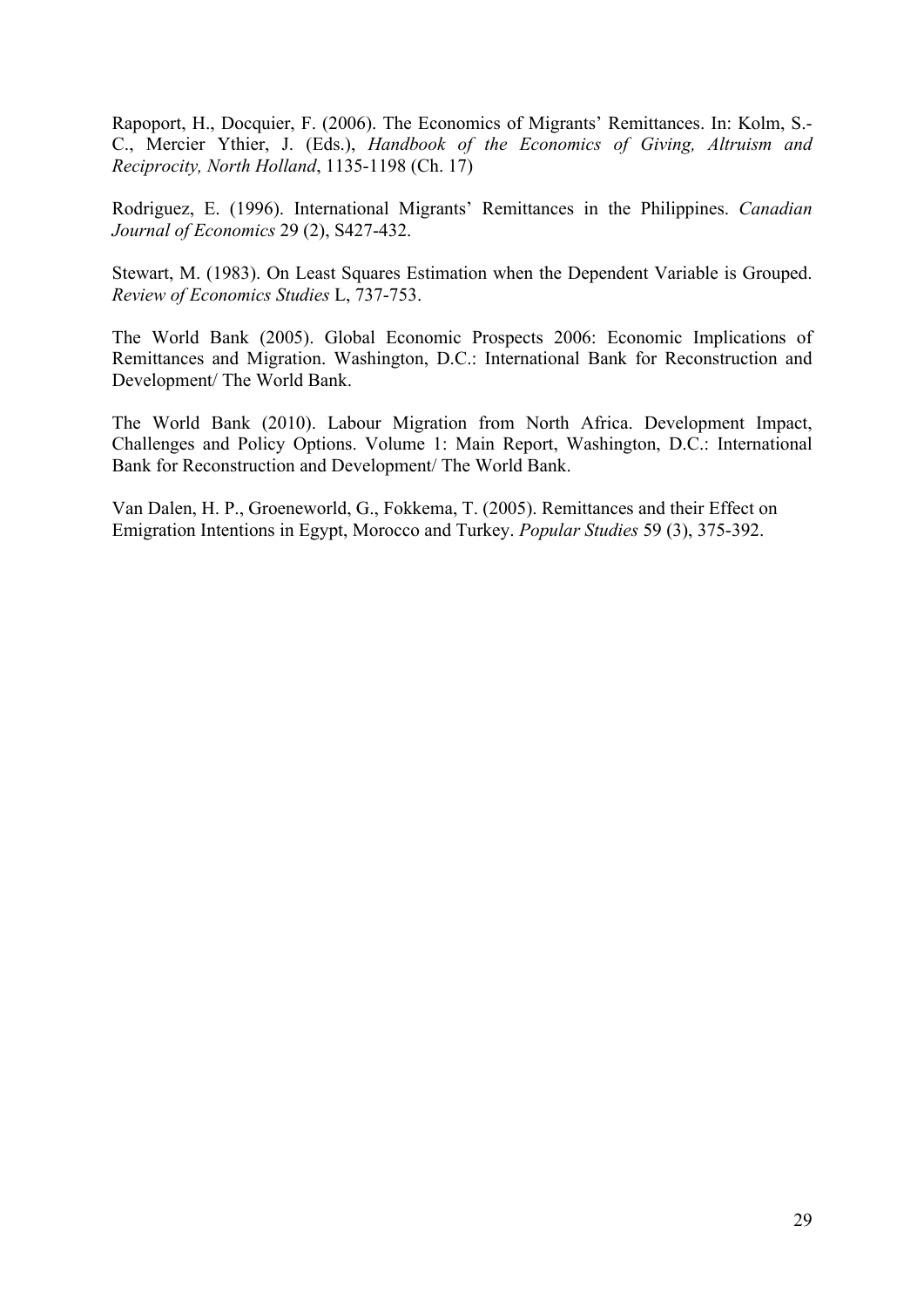Rapoport, H., Docquier, F. (2006). The Economics of Migrants' Remittances. In: Kolm, S.-C., Mercier Ythier, J. (Eds.), *Handbook of the Economics of Giving, Altruism and Reciprocity, North Holland*, 1135-1198 (Ch. 17)

Rodriguez, E. (1996). International Migrants' Remittances in the Philippines. *Canadian Journal of Economics* 29 (2), S427-432.

Stewart, M. (1983). On Least Squares Estimation when the Dependent Variable is Grouped. *Review of Economics Studies* L, 737-753.

The World Bank (2005). Global Economic Prospects 2006: Economic Implications of Remittances and Migration. Washington, D.C.: International Bank for Reconstruction and Development/ The World Bank.

The World Bank (2010). Labour Migration from North Africa. Development Impact, Challenges and Policy Options. Volume 1: Main Report, Washington, D.C.: International Bank for Reconstruction and Development/ The World Bank.

Van Dalen, H. P., Groeneworld, G., Fokkema, T. (2005). Remittances and their Effect on Emigration Intentions in Egypt, Morocco and Turkey. *Popular Studies* 59 (3), 375-392.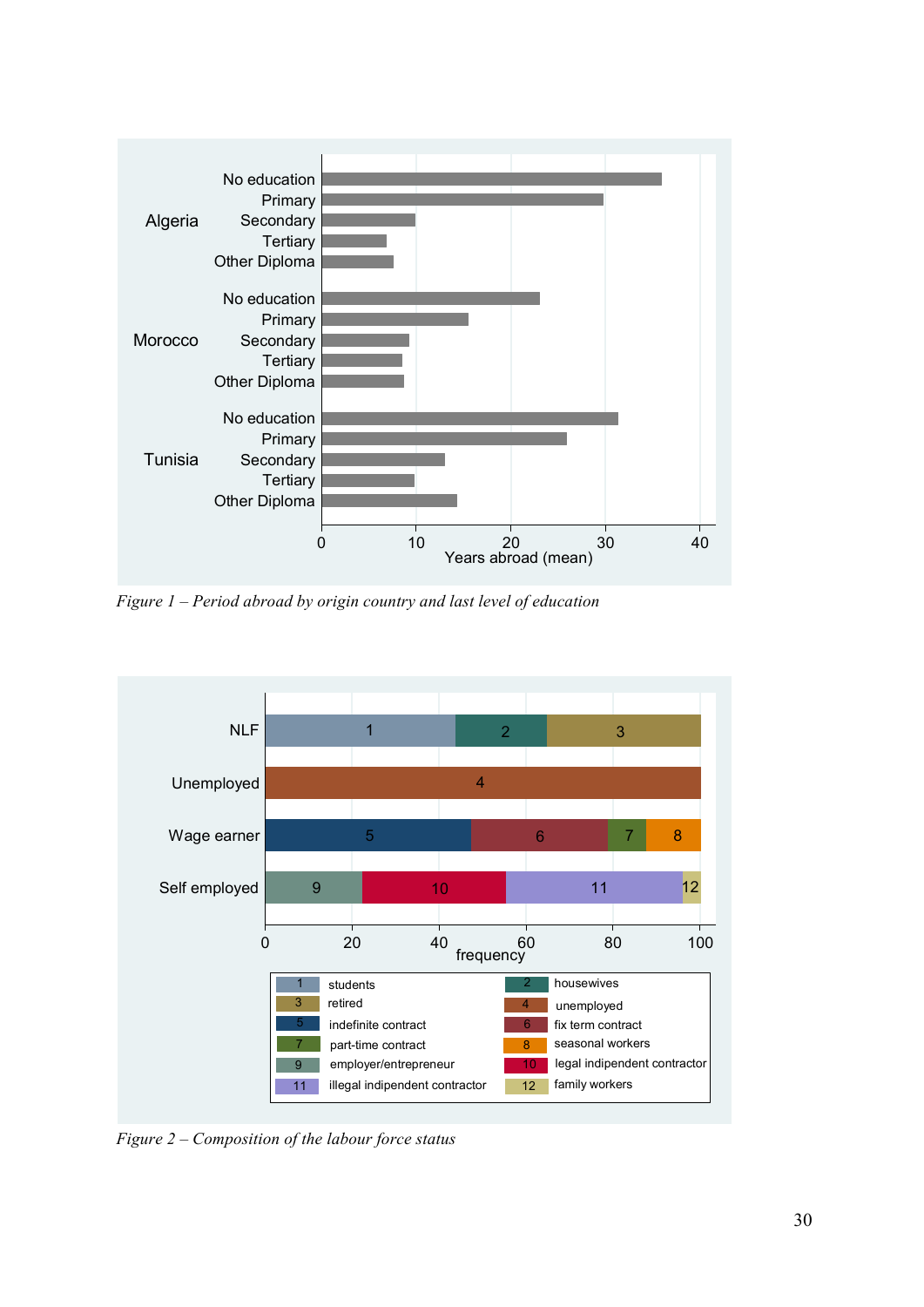*Figure 1 – Period abroad by origin country and last level of education*

*Figure 2 – Composition of the labour force status*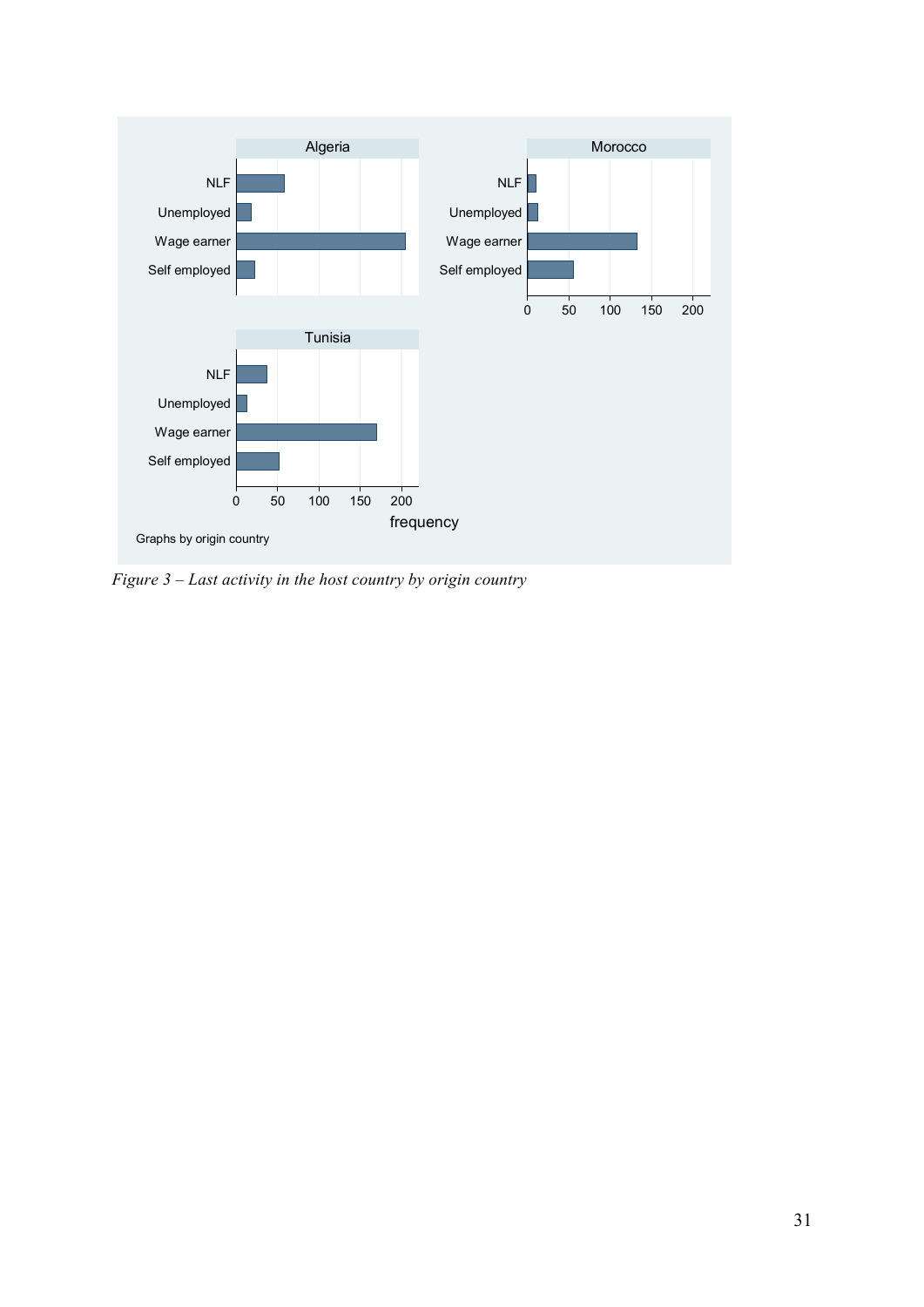*Figure 3 – Last activity in the host country by origin country*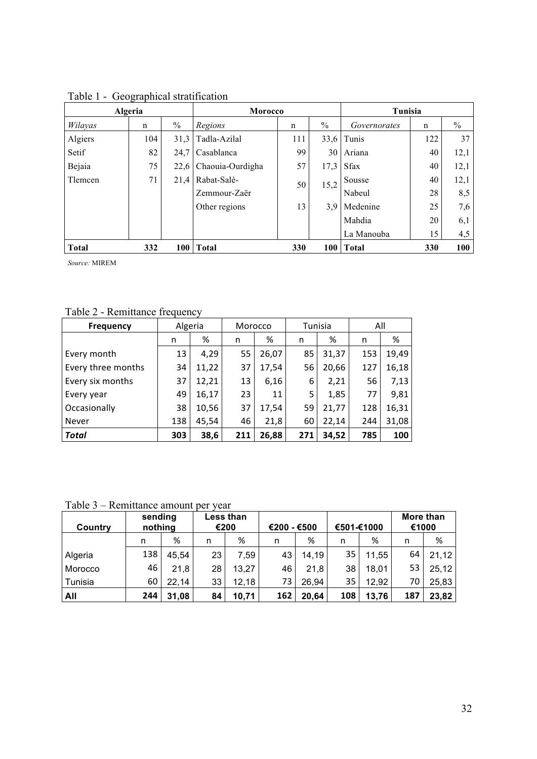Table 1 - Geographical stratification

| Algeria | | | Morocco | | | Tunisia | | |
|---|---|---|---|---|---|---|---|---|
| *Wilayas* | n | % | *Regions* | n | % | *Governorates* | n | % |
| Algiers | 104 | 31,3 | Tadla-Azilal | 111 | 33,6 | Tunis | 122 | 37 |
| Setif | 82 | 24,7 | Casablanca | 99 | 30 | Ariana | 40 | 12,1 |
| Bejaia | 75 | 22,6 | Chaouia-Ourdigha | 57 | 17,3 | Sfax | 40 | 12,1 |
| Tlemcen | 71 | 21,4 | Rabat-Salè-Zemmour-Zaër | 50 | 15,2 | Sousse | 40 | 12,1 |
| | | | | | | Nabeul | 28 | 8,5 |
| | | | Other regions | 13 | 3,9 | Medenine | 25 | 7,6 |
| | | | | | | Mahdia | 20 | 6,1 |
| | | | | | | La Manouba | 15 | 4,5 |
| **Total** | **332** | **100** | **Total** | **330** | **100** | **Total** | **330** | **100** |

*Source:* MIREM

Table 2 - Remittance frequency

| Frequency | Algeria | | Morocco | | Tunisia | | All | |
|---|---|---|---|---|---|---|---|---|
| | n | % | n | % | n | % | n | % |
| Every month | 13 | 4,29 | 55 | 26,07 | 85 | 31,37 | 153 | 19,49 |
| Every three months | 34 | 11,22 | 37 | 17,54 | 56 | 20,66 | 127 | 16,18 |
| Every six months | 37 | 12,21 | 13 | 6,16 | 6 | 2,21 | 56 | 7,13 |
| Every year | 49 | 16,17 | 23 | 11 | 5 | 1,85 | 77 | 9,81 |
| Occasionally | 38 | 10,56 | 37 | 17,54 | 59 | 21,77 | 128 | 16,31 |
| Never | 138 | 45,54 | 46 | 21,8 | 60 | 22,14 | 244 | 31,08 |
| ***Total*** | **303** | **38,6** | **211** | **26,88** | **271** | **34,52** | **785** | **100** |

Table 3 – Remittance amount per year

| Country | sending nothing | | Less than €200 | | €200 - €500 | | €501-€1000 | | More than €1000 | |
|---|---|---|---|---|---|---|---|---|---|---|
| | n | % | n | % | n | % | n | % | n | % |
| Algeria | 138 | 45,54 | 23 | 7,59 | 43 | 14,19 | 35 | 11,55 | 64 | 21,12 |
| Morocco | 46 | 21,8 | 28 | 13,27 | 46 | 21,8 | 38 | 18,01 | 53 | 25,12 |
| Tunisia | 60 | 22,14 | 33 | 12,18 | 73 | 26,94 | 35 | 12,92 | 70 | 25,83 |
| **All** | **244** | **31,08** | **84** | **10,71** | **162** | **20,64** | **108** | **13,76** | **187** | **23,82** |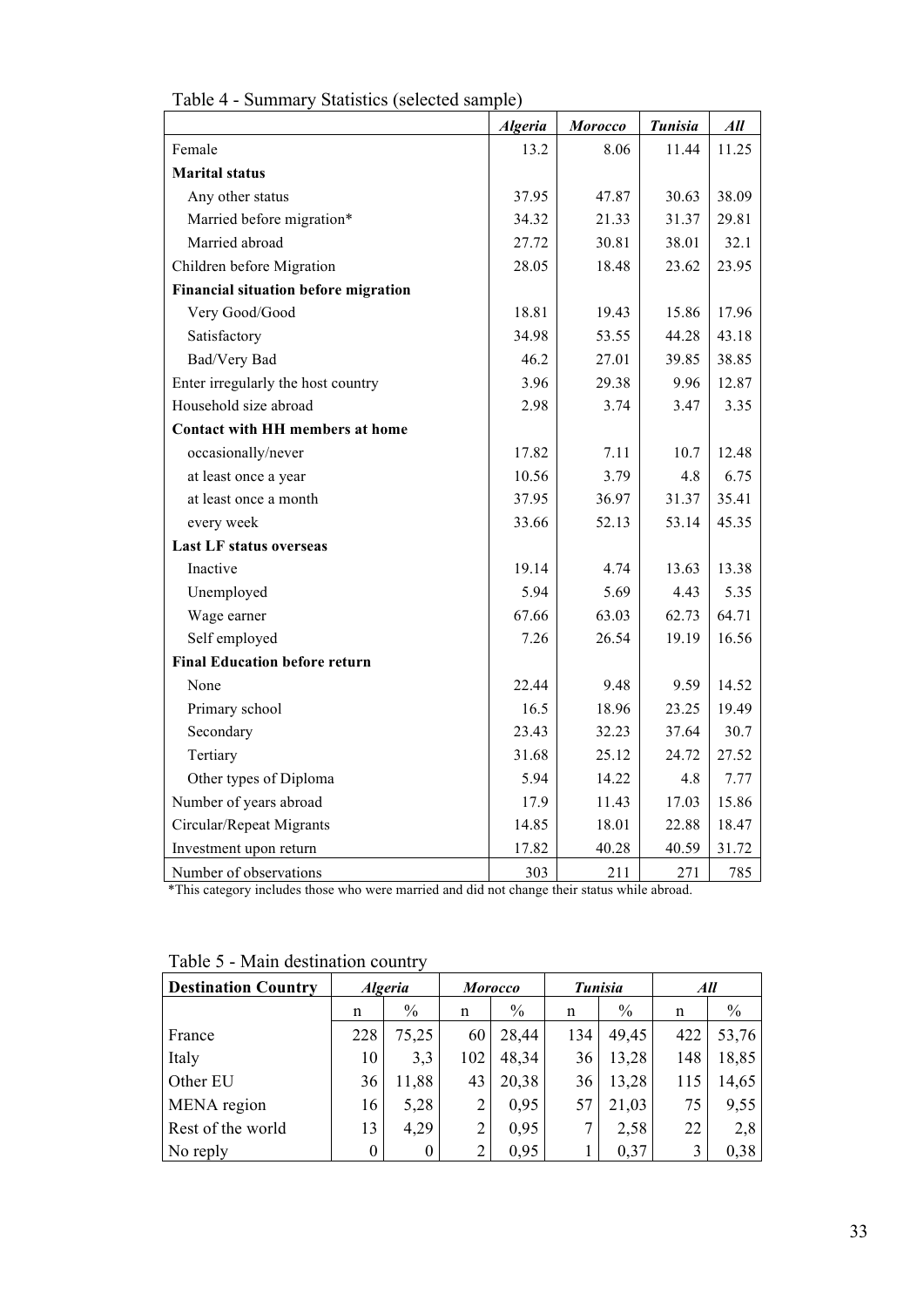Table 4 - Summary Statistics (selected sample)

| | *Algeria* | *Morocco* | *Tunisia* | *All* |
|---|---|---|---|---|
| Female | 13.2 | 8.06 | 11.44 | 11.25 |
| **Marital status** | | | | |
| Any other status | 37.95 | 47.87 | 30.63 | 38.09 |
| Married before migration* | 34.32 | 21.33 | 31.37 | 29.81 |
| Married abroad | 27.72 | 30.81 | 38.01 | 32.1 |
| Children before Migration | 28.05 | 18.48 | 23.62 | 23.95 |
| **Financial situation before migration** | | | | |
| Very Good/Good | 18.81 | 19.43 | 15.86 | 17.96 |
| Satisfactory | 34.98 | 53.55 | 44.28 | 43.18 |
| Bad/Very Bad | 46.2 | 27.01 | 39.85 | 38.85 |
| Enter irregularly the host country | 3.96 | 29.38 | 9.96 | 12.87 |
| Household size abroad | 2.98 | 3.74 | 3.47 | 3.35 |
| **Contact with HH members at home** | | | | |
| occasionally/never | 17.82 | 7.11 | 10.7 | 12.48 |
| at least once a year | 10.56 | 3.79 | 4.8 | 6.75 |
| at least once a month | 37.95 | 36.97 | 31.37 | 35.41 |
| every week | 33.66 | 52.13 | 53.14 | 45.35 |
| **Last LF status overseas** | | | | |
| Inactive | 19.14 | 4.74 | 13.63 | 13.38 |
| Unemployed | 5.94 | 5.69 | 4.43 | 5.35 |
| Wage earner | 67.66 | 63.03 | 62.73 | 64.71 |
| Self employed | 7.26 | 26.54 | 19.19 | 16.56 |
| **Final Education before return** | | | | |
| None | 22.44 | 9.48 | 9.59 | 14.52 |
| Primary school | 16.5 | 18.96 | 23.25 | 19.49 |
| Secondary | 23.43 | 32.23 | 37.64 | 30.7 |
| Tertiary | 31.68 | 25.12 | 24.72 | 27.52 |
| Other types of Diploma | 5.94 | 14.22 | 4.8 | 7.77 |
| Number of years abroad | 17.9 | 11.43 | 17.03 | 15.86 |
| Circular/Repeat Migrants | 14.85 | 18.01 | 22.88 | 18.47 |
| Investment upon return | 17.82 | 40.28 | 40.59 | 31.72 |
| Number of observations | 303 | 211 | 271 | 785 |

*This category includes those who were married and did not change their status while abroad.

Table 5 - Main destination country

| **Destination Country** | *Algeria* | | *Morocco* | | *Tunisia* | | *All* | |
|---|---|---|---|---|---|---|---|---|
| | n | % | n | % | n | % | n | % |
| France | 228 | 75,25 | 60 | 28,44 | 134 | 49,45 | 422 | 53,76 |
| Italy | 10 | 3,3 | 102 | 48,34 | 36 | 13,28 | 148 | 18,85 |
| Other EU | 36 | 11,88 | 43 | 20,38 | 36 | 13,28 | 115 | 14,65 |
| MENA region | 16 | 5,28 | 2 | 0,95 | 57 | 21,03 | 75 | 9,55 |
| Rest of the world | 13 | 4,29 | 2 | 0,95 | 7 | 2,58 | 22 | 2,8 |
| No reply | 0 | 0 | 2 | 0,95 | 1 | 0,37 | 3 | 0,38 |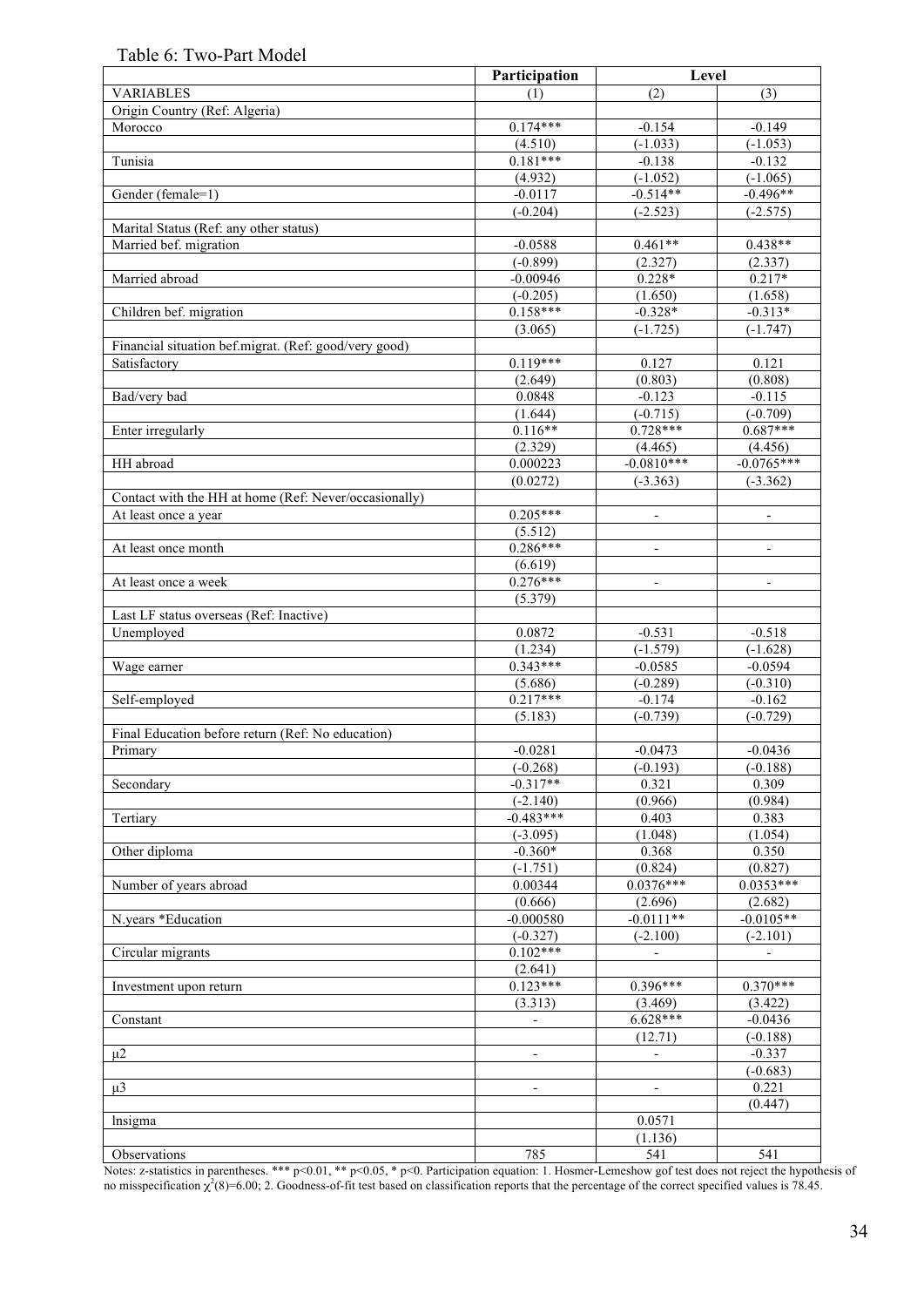Table 6: Two-Part Model

| | Participation | Level | |
|---|---|---|---|
| VARIABLES | (1) | (2) | (3) |
| Origin Country (Ref: Algeria) | | | |
| Morocco | 0.174*** | -0.154 | -0.149 |
| | (4.510) | (-1.033) | (-1.053) |
| Tunisia | 0.181*** | -0.138 | -0.132 |
| | (4.932) | (-1.052) | (-1.065) |
| Gender (female=1) | -0.0117 | -0.514** | -0.496** |
| | (-0.204) | (-2.523) | (-2.575) |
| Marital Status (Ref: any other status) | | | |
| Married bef. migration | -0.0588 | 0.461** | 0.438** |
| | (-0.899) | (2.327) | (2.337) |
| Married abroad | -0.00946 | 0.228* | 0.217* |
| | (-0.205) | (1.650) | (1.658) |
| Children bef. migration | 0.158*** | -0.328* | -0.313* |
| | (3.065) | (-1.725) | (-1.747) |
| Financial situation bef.migrat. (Ref: good/very good) | | | |
| Satisfactory | 0.119*** | 0.127 | 0.121 |
| | (2.649) | (0.803) | (0.808) |
| Bad/very bad | 0.0848 | -0.123 | -0.115 |
| | (1.644) | (-0.715) | (-0.709) |
| Enter irregularly | 0.116** | 0.728*** | 0.687*** |
| | (2.329) | (4.465) | (4.456) |
| HH abroad | 0.000223 | -0.0810*** | -0.0765*** |
| | (0.0272) | (-3.363) | (-3.362) |
| Contact with the HH at home (Ref: Never/occasionally) | | | |
| At least once a year | 0.205*** | - | - |
| | (5.512) | | |
| At least once month | 0.286*** | - | - |
| | (6.619) | | |
| At least once a week | 0.276*** | - | - |
| | (5.379) | | |
| Last LF status overseas (Ref: Inactive) | | | |
| Unemployed | 0.0872 | -0.531 | -0.518 |
| | (1.234) | (-1.579) | (-1.628) |
| Wage earner | 0.343*** | -0.0585 | -0.0594 |
| | (5.686) | (-0.289) | (-0.310) |
| Self-employed | 0.217*** | -0.174 | -0.162 |
| | (5.183) | (-0.739) | (-0.729) |
| Final Education before return (Ref: No education) | | | |
| Primary | -0.0281 | -0.0473 | -0.0436 |
| | (-0.268) | (-0.193) | (-0.188) |
| Secondary | -0.317** | 0.321 | 0.309 |
| | (-2.140) | (0.966) | (0.984) |
| Tertiary | -0.483*** | 0.403 | 0.383 |
| | (-3.095) | (1.048) | (1.054) |
| Other diploma | -0.360* | 0.368 | 0.350 |
| | (-1.751) | (0.824) | (0.827) |
| Number of years abroad | 0.00344 | 0.0376*** | 0.0353*** |
| | (0.666) | (2.696) | (2.682) |
| N.years *Education | -0.000580 | -0.0111** | -0.0105** |
| | (-0.327) | (-2.100) | (-2.101) |
| Circular migrants | 0.102*** | - | - |
| | (2.641) | | |
| Investment upon return | 0.123*** | 0.396*** | 0.370*** |
| | (3.313) | (3.469) | (3.422) |
| Constant | - | 6.628*** | -0.0436 |
| | | (12.71) | (-0.188) |
| $\mu 2$ | - | - | -0.337 |
| | | | (-0.683) |
| $\mu 3$ | - | - | 0.221 |
| | | | (0.447) |
| lnsigma | | 0.0571 | |
| | | (1.136) | |
| Observations | 785 | 541 | 541 |

Notes: z-statistics in parentheses. *** p<0.01, ** p<0.05, * p<0. Participation equation: 1. Hosmer-Lemeshow gof test does not reject the hypothesis of no misspecification $\chi^2(8)$=6.00; 2. Goodness-of-fit test based on classification reports that the percentage of the correct specified values is 78.45.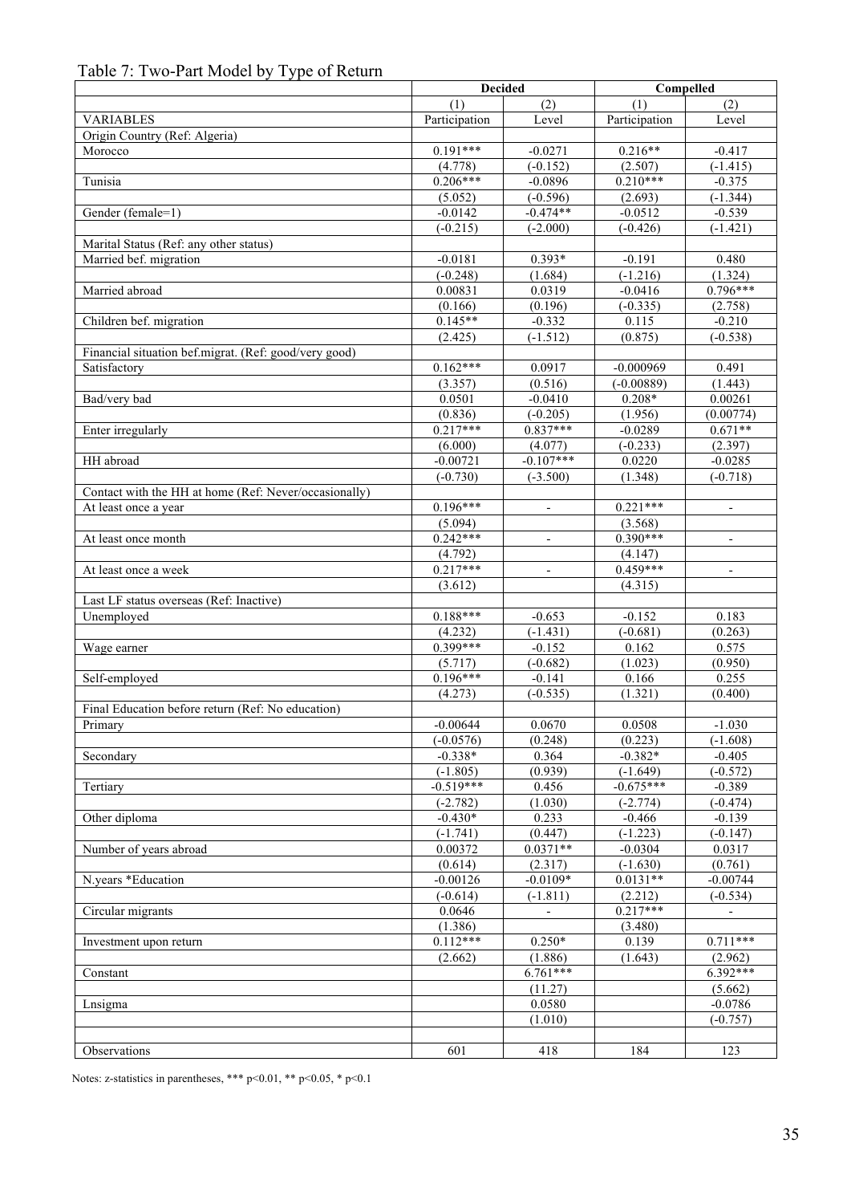Table 7: Two-Part Model by Type of Return

| | Decided | | Compelled | |
|---|---|---|---|---|
| | (1) | (2) | (1) | (2) |
| VARIABLES | Participation | Level | Participation | Level |
| Origin Country (Ref: Algeria) | | | | |
| Morocco | 0.191*** | -0.0271 | 0.216** | -0.417 |
| | (4.778) | (-0.152) | (2.507) | (-1.415) |
| Tunisia | 0.206*** | -0.0896 | 0.210*** | -0.375 |
| | (5.052) | (-0.596) | (2.693) | (-1.344) |
| Gender (female=1) | -0.0142 | -0.474** | -0.0512 | -0.539 |
| | (-0.215) | (-2.000) | (-0.426) | (-1.421) |
| Marital Status (Ref: any other status) | | | | |
| Married bef. migration | -0.0181 | 0.393* | -0.191 | 0.480 |
| | (-0.248) | (1.684) | (-1.216) | (1.324) |
| Married abroad | 0.00831 | 0.0319 | -0.0416 | 0.796*** |
| | (0.166) | (0.196) | (-0.335) | (2.758) |
| Children bef. migration | 0.145** | -0.332 | 0.115 | -0.210 |
| | (2.425) | (-1.512) | (0.875) | (-0.538) |
| Financial situation bef.migrat. (Ref: good/very good) | | | | |
| Satisfactory | 0.162*** | 0.0917 | -0.000969 | 0.491 |
| | (3.357) | (0.516) | (-0.00889) | (1.443) |
| Bad/very bad | 0.0501 | -0.0410 | 0.208* | 0.00261 |
| | (0.836) | (-0.205) | (1.956) | (0.00774) |
| Enter irregularly | 0.217*** | 0.837*** | -0.0289 | 0.671** |
| | (6.000) | (4.077) | (-0.233) | (2.397) |
| HH abroad | -0.00721 | -0.107*** | 0.0220 | -0.0285 |
| | (-0.730) | (-3.500) | (1.348) | (-0.718) |
| Contact with the HH at home (Ref: Never/occasionally) | | | | |
| At least once a year | 0.196*** | - | 0.221*** | - |
| | (5.094) | | (3.568) | |
| At least once month | 0.242*** | - | 0.390*** | - |
| | (4.792) | | (4.147) | |
| At least once a week | 0.217*** | - | 0.459*** | - |
| | (3.612) | | (4.315) | |
| Last LF status overseas (Ref: Inactive) | | | | |
| Unemployed | 0.188*** | -0.653 | -0.152 | 0.183 |
| | (4.232) | (-1.431) | (-0.681) | (0.263) |
| Wage earner | 0.399*** | -0.152 | 0.162 | 0.575 |
| | (5.717) | (-0.682) | (1.023) | (0.950) |
| Self-employed | 0.196*** | -0.141 | 0.166 | 0.255 |
| | (4.273) | (-0.535) | (1.321) | (0.400) |
| Final Education before return (Ref: No education) | | | | |
| Primary | -0.00644 | 0.0670 | 0.0508 | -1.030 |
| | (-0.0576) | (0.248) | (0.223) | (-1.608) |
| Secondary | -0.338* | 0.364 | -0.382* | -0.405 |
| | (-1.805) | (0.939) | (-1.649) | (-0.572) |
| Tertiary | -0.519*** | 0.456 | -0.675*** | -0.389 |
| | (-2.782) | (1.030) | (-2.774) | (-0.474) |
| Other diploma | -0.430* | 0.233 | -0.466 | -0.139 |
| | (-1.741) | (0.447) | (-1.223) | (-0.147) |
| Number of years abroad | 0.00372 | 0.0371** | -0.0304 | 0.0317 |
| | (0.614) | (2.317) | (-1.630) | (0.761) |
| N.years *Education | -0.00126 | -0.0109* | 0.0131** | -0.00744 |
| | (-0.614) | (-1.811) | (2.212) | (-0.534) |
| Circular migrants | 0.0646 | - | 0.217*** | - |
| | (1.386) | | (3.480) | |
| Investment upon return | 0.112*** | 0.250* | 0.139 | 0.711*** |
| | (2.662) | (1.886) | (1.643) | (2.962) |
| Constant | | 6.761*** | | 6.392*** |
| | | (11.27) | | (5.662) |
| Lnsigma | | 0.0580 | | -0.0786 |
| | | (1.010) | | (-0.757) |
| | | | | |
| Observations | 601 | 418 | 184 | 123 |

Notes: z-statistics in parentheses, *** p<0.01, ** p<0.05, * p<0.1